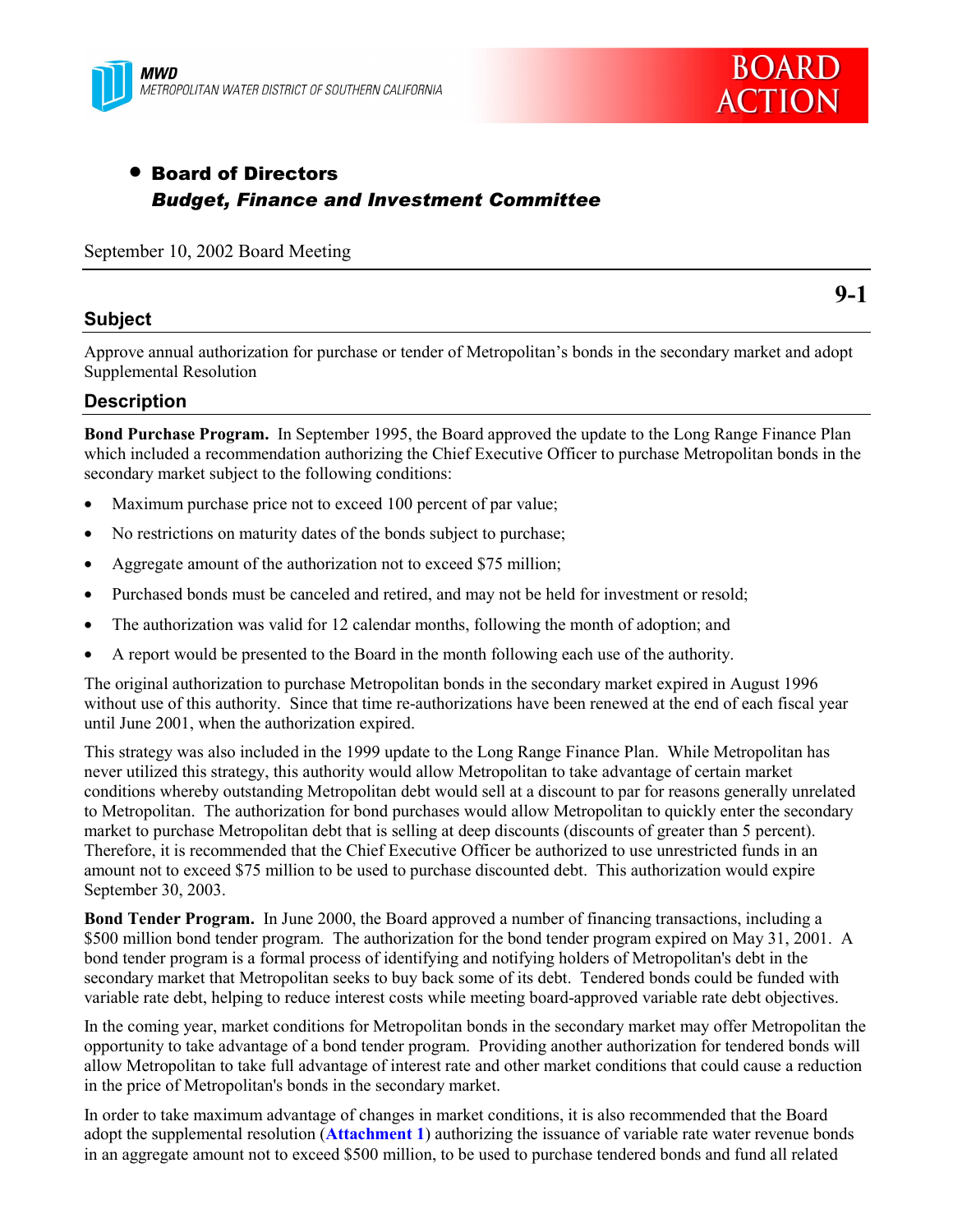MWD
METROPOLITAN WATER DISTRICT OF SOUTHERN CALIFORNIA

BOARD ACTION

- **Board of Directors**
  ***Budget, Finance and Investment Committee***

September 10, 2002 Board Meeting

**9-1**

## Subject

Approve annual authorization for purchase or tender of Metropolitan's bonds in the secondary market and adopt Supplemental Resolution

## Description

**Bond Purchase Program.** In September 1995, the Board approved the update to the Long Range Finance Plan which included a recommendation authorizing the Chief Executive Officer to purchase Metropolitan bonds in the secondary market subject to the following conditions:

- Maximum purchase price not to exceed 100 percent of par value;
- No restrictions on maturity dates of the bonds subject to purchase;
- Aggregate amount of the authorization not to exceed $75 million;
- Purchased bonds must be canceled and retired, and may not be held for investment or resold;
- The authorization was valid for 12 calendar months, following the month of adoption; and
- A report would be presented to the Board in the month following each use of the authority.

The original authorization to purchase Metropolitan bonds in the secondary market expired in August 1996 without use of this authority. Since that time re-authorizations have been renewed at the end of each fiscal year until June 2001, when the authorization expired.

This strategy was also included in the 1999 update to the Long Range Finance Plan. While Metropolitan has never utilized this strategy, this authority would allow Metropolitan to take advantage of certain market conditions whereby outstanding Metropolitan debt would sell at a discount to par for reasons generally unrelated to Metropolitan. The authorization for bond purchases would allow Metropolitan to quickly enter the secondary market to purchase Metropolitan debt that is selling at deep discounts (discounts of greater than 5 percent). Therefore, it is recommended that the Chief Executive Officer be authorized to use unrestricted funds in an amount not to exceed $75 million to be used to purchase discounted debt. This authorization would expire September 30, 2003.

**Bond Tender Program.** In June 2000, the Board approved a number of financing transactions, including a $500 million bond tender program. The authorization for the bond tender program expired on May 31, 2001. A bond tender program is a formal process of identifying and notifying holders of Metropolitan's debt in the secondary market that Metropolitan seeks to buy back some of its debt. Tendered bonds could be funded with variable rate debt, helping to reduce interest costs while meeting board-approved variable rate debt objectives.

In the coming year, market conditions for Metropolitan bonds in the secondary market may offer Metropolitan the opportunity to take advantage of a bond tender program. Providing another authorization for tendered bonds will allow Metropolitan to take full advantage of interest rate and other market conditions that could cause a reduction in the price of Metropolitan's bonds in the secondary market.

In order to take maximum advantage of changes in market conditions, it is also recommended that the Board adopt the supplemental resolution (**Attachment 1**) authorizing the issuance of variable rate water revenue bonds in an aggregate amount not to exceed $500 million, to be used to purchase tendered bonds and fund all related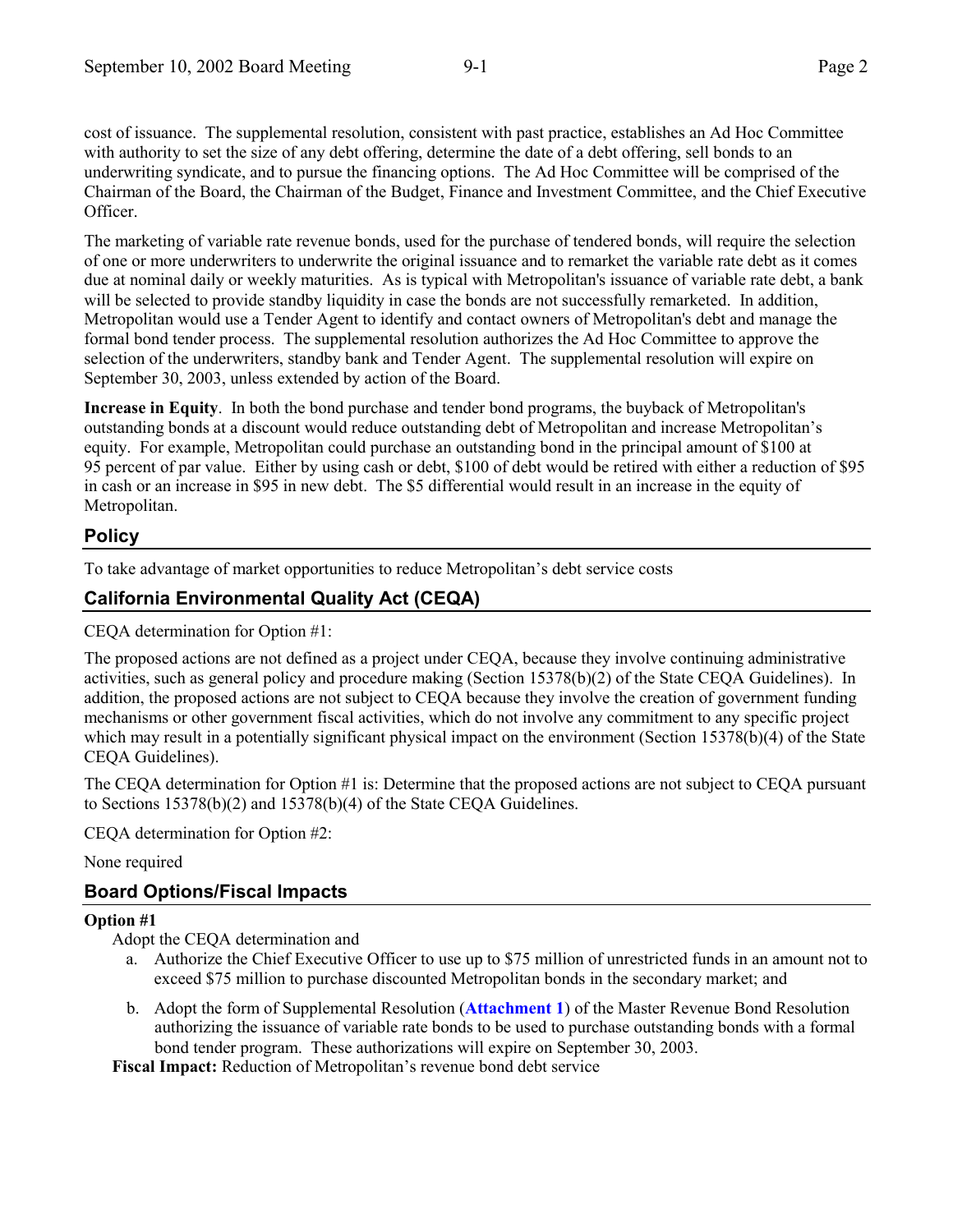cost of issuance. The supplemental resolution, consistent with past practice, establishes an Ad Hoc Committee with authority to set the size of any debt offering, determine the date of a debt offering, sell bonds to an underwriting syndicate, and to pursue the financing options. The Ad Hoc Committee will be comprised of the Chairman of the Board, the Chairman of the Budget, Finance and Investment Committee, and the Chief Executive Officer.

The marketing of variable rate revenue bonds, used for the purchase of tendered bonds, will require the selection of one or more underwriters to underwrite the original issuance and to remarket the variable rate debt as it comes due at nominal daily or weekly maturities. As is typical with Metropolitan's issuance of variable rate debt, a bank will be selected to provide standby liquidity in case the bonds are not successfully remarketed. In addition, Metropolitan would use a Tender Agent to identify and contact owners of Metropolitan's debt and manage the formal bond tender process. The supplemental resolution authorizes the Ad Hoc Committee to approve the selection of the underwriters, standby bank and Tender Agent. The supplemental resolution will expire on September 30, 2003, unless extended by action of the Board.

**Increase in Equity**. In both the bond purchase and tender bond programs, the buyback of Metropolitan's outstanding bonds at a discount would reduce outstanding debt of Metropolitan and increase Metropolitan's equity. For example, Metropolitan could purchase an outstanding bond in the principal amount of $100 at 95 percent of par value. Either by using cash or debt, $100 of debt would be retired with either a reduction of $95 in cash or an increase in $95 in new debt. The $5 differential would result in an increase in the equity of Metropolitan.

## Policy

To take advantage of market opportunities to reduce Metropolitan's debt service costs

## California Environmental Quality Act (CEQA)

CEQA determination for Option #1:

The proposed actions are not defined as a project under CEQA, because they involve continuing administrative activities, such as general policy and procedure making (Section 15378(b)(2) of the State CEQA Guidelines). In addition, the proposed actions are not subject to CEQA because they involve the creation of government funding mechanisms or other government fiscal activities, which do not involve any commitment to any specific project which may result in a potentially significant physical impact on the environment (Section 15378(b)(4) of the State CEQA Guidelines).

The CEQA determination for Option #1 is: Determine that the proposed actions are not subject to CEQA pursuant to Sections 15378(b)(2) and 15378(b)(4) of the State CEQA Guidelines.

CEQA determination for Option #2:

None required

## Board Options/Fiscal Impacts

**Option #1**

Adopt the CEQA determination and

a. Authorize the Chief Executive Officer to use up to $75 million of unrestricted funds in an amount not to exceed $75 million to purchase discounted Metropolitan bonds in the secondary market; and

b. Adopt the form of Supplemental Resolution (**Attachment 1**) of the Master Revenue Bond Resolution authorizing the issuance of variable rate bonds to be used to purchase outstanding bonds with a formal bond tender program. These authorizations will expire on September 30, 2003.

**Fiscal Impact:** Reduction of Metropolitan's revenue bond debt service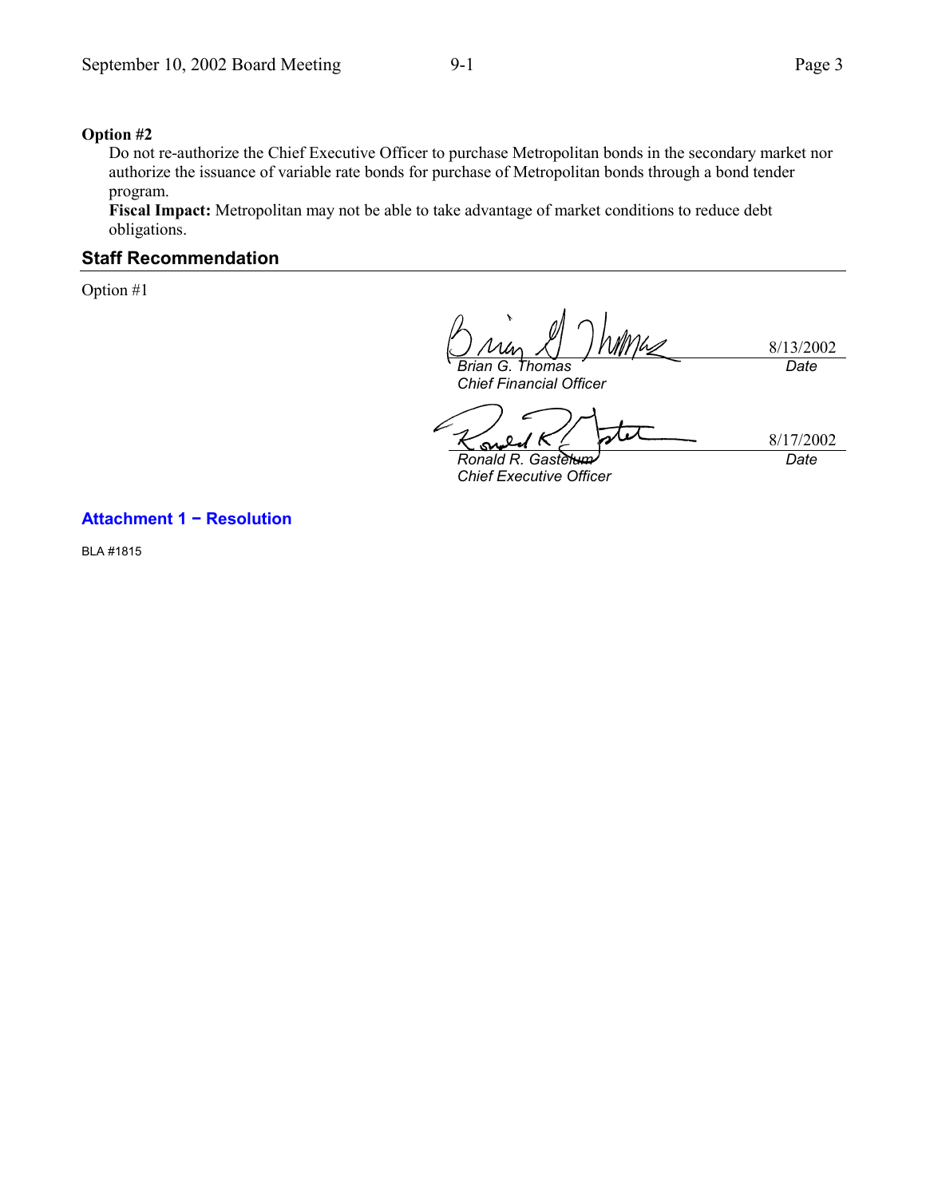**Option #2**

Do not re-authorize the Chief Executive Officer to purchase Metropolitan bonds in the secondary market nor authorize the issuance of variable rate bonds for purchase of Metropolitan bonds through a bond tender program.

**Fiscal Impact:** Metropolitan may not be able to take advantage of market conditions to reduce debt obligations.

## Staff Recommendation

Option #1

| | |
|---|---|
| *Brian G. Thomas*<br>*Chief Financial Officer* | 8/13/2002<br>*Date* |
| *Ronald R. Gastelum*<br>*Chief Executive Officer* | 8/17/2002<br>*Date* |

**Attachment 1 − Resolution**

BLA #1815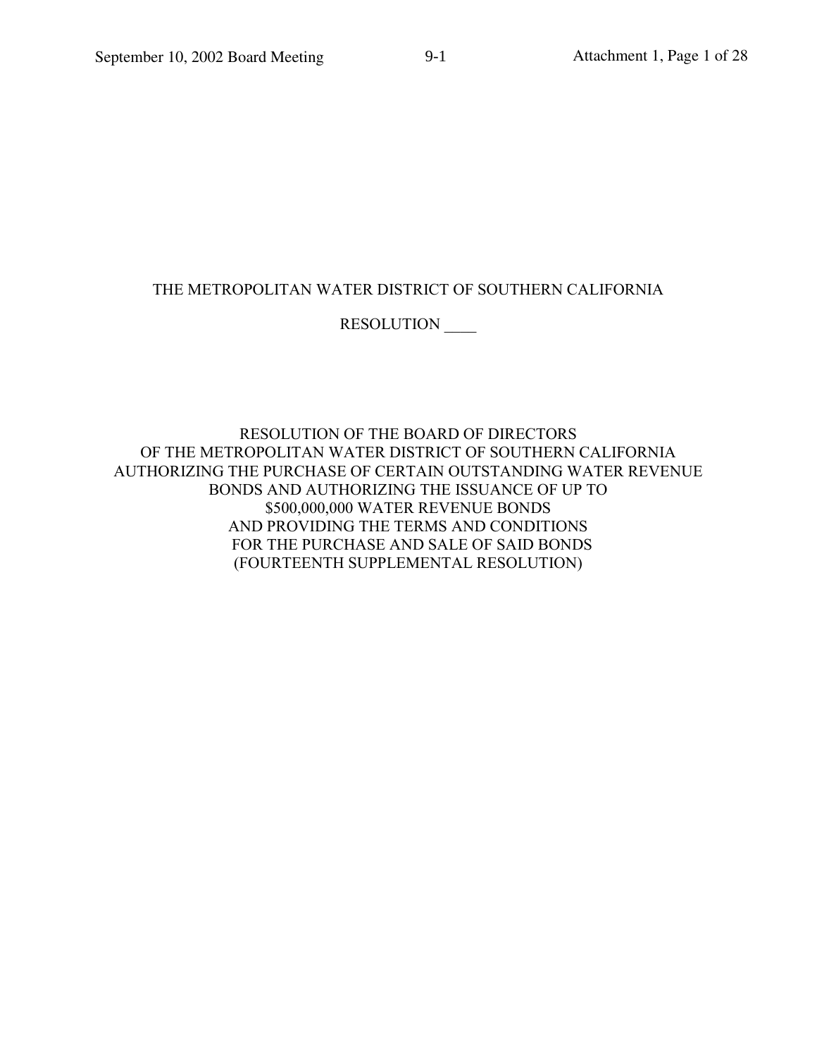THE METROPOLITAN WATER DISTRICT OF SOUTHERN CALIFORNIA

RESOLUTION ____

RESOLUTION OF THE BOARD OF DIRECTORS
OF THE METROPOLITAN WATER DISTRICT OF SOUTHERN CALIFORNIA
AUTHORIZING THE PURCHASE OF CERTAIN OUTSTANDING WATER REVENUE
BONDS AND AUTHORIZING THE ISSUANCE OF UP TO
$500,000,000 WATER REVENUE BONDS
AND PROVIDING THE TERMS AND CONDITIONS
FOR THE PURCHASE AND SALE OF SAID BONDS
(FOURTEENTH SUPPLEMENTAL RESOLUTION)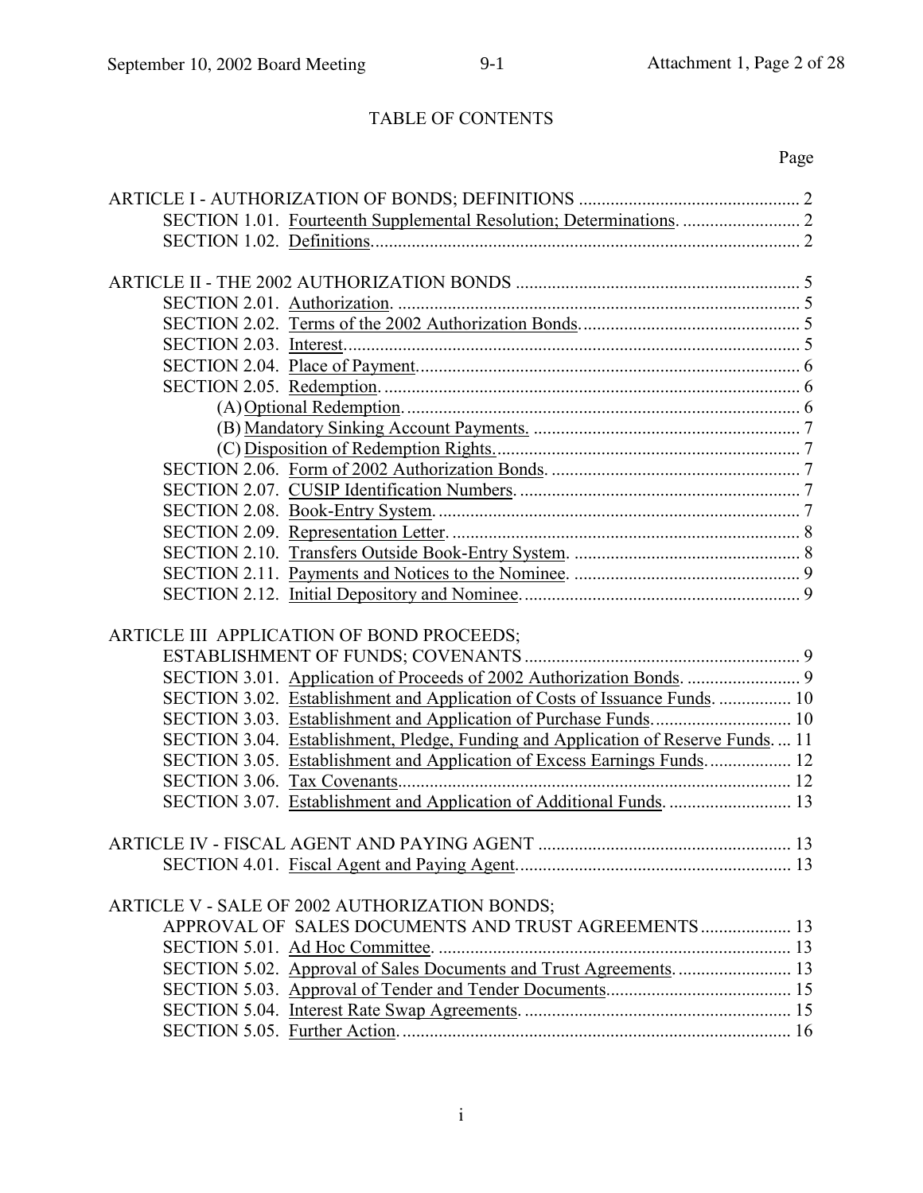# TABLE OF CONTENTS

| | Page |
|---|---|
| ARTICLE I - AUTHORIZATION OF BONDS; DEFINITIONS | 2 |
| SECTION 1.01. Fourteenth Supplemental Resolution; Determinations. | 2 |
| SECTION 1.02. Definitions. | 2 |
| ARTICLE II - THE 2002 AUTHORIZATION BONDS | 5 |
| SECTION 2.01. Authorization. | 5 |
| SECTION 2.02. Terms of the 2002 Authorization Bonds. | 5 |
| SECTION 2.03. Interest. | 5 |
| SECTION 2.04. Place of Payment. | 6 |
| SECTION 2.05. Redemption. | 6 |
| (A) Optional Redemption. | 6 |
| (B) Mandatory Sinking Account Payments. | 7 |
| (C) Disposition of Redemption Rights. | 7 |
| SECTION 2.06. Form of 2002 Authorization Bonds. | 7 |
| SECTION 2.07. CUSIP Identification Numbers. | 7 |
| SECTION 2.08. Book-Entry System. | 7 |
| SECTION 2.09. Representation Letter. | 8 |
| SECTION 2.10. Transfers Outside Book-Entry System. | 8 |
| SECTION 2.11. Payments and Notices to the Nominee. | 9 |
| SECTION 2.12. Initial Depository and Nominee. | 9 |
| ARTICLE III APPLICATION OF BOND PROCEEDS; ESTABLISHMENT OF FUNDS; COVENANTS | 9 |
| SECTION 3.01. Application of Proceeds of 2002 Authorization Bonds. | 9 |
| SECTION 3.02. Establishment and Application of Costs of Issuance Funds. | 10 |
| SECTION 3.03. Establishment and Application of Purchase Funds. | 10 |
| SECTION 3.04. Establishment, Pledge, Funding and Application of Reserve Funds. | 11 |
| SECTION 3.05. Establishment and Application of Excess Earnings Funds. | 12 |
| SECTION 3.06. Tax Covenants. | 12 |
| SECTION 3.07. Establishment and Application of Additional Funds. | 13 |
| ARTICLE IV - FISCAL AGENT AND PAYING AGENT | 13 |
| SECTION 4.01. Fiscal Agent and Paying Agent. | 13 |
| ARTICLE V - SALE OF 2002 AUTHORIZATION BONDS; APPROVAL OF SALES DOCUMENTS AND TRUST AGREEMENTS | 13 |
| SECTION 5.01. Ad Hoc Committee. | 13 |
| SECTION 5.02. Approval of Sales Documents and Trust Agreements. | 13 |
| SECTION 5.03. Approval of Tender and Tender Documents. | 15 |
| SECTION 5.04. Interest Rate Swap Agreements. | 15 |
| SECTION 5.05. Further Action. | 16 |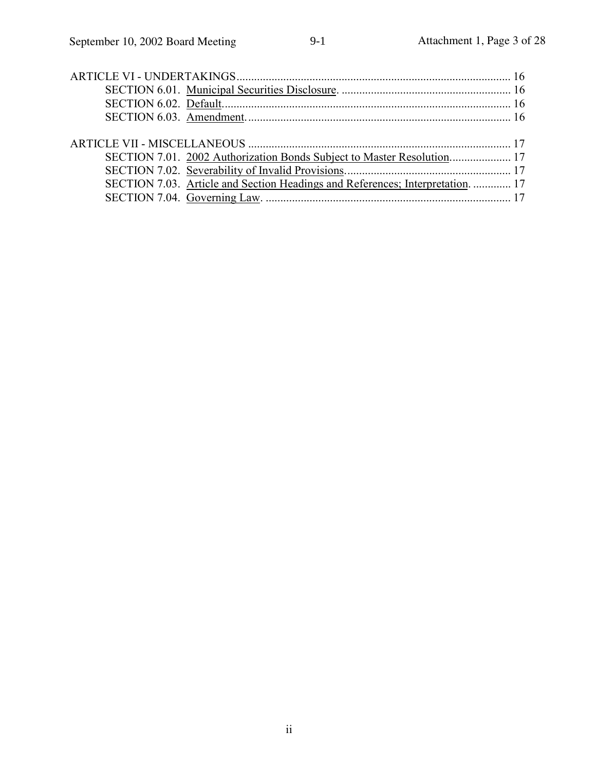ARTICLE VI - UNDERTAKINGS .............................................................................................. 16

SECTION 6.01. Municipal Securities Disclosure. .......................................................... 16

SECTION 6.02. Default................................................................................................... 16

SECTION 6.03. Amendment. .......................................................................................... 16

ARTICLE VII - MISCELLANEOUS .......................................................................................... 17

SECTION 7.01. 2002 Authorization Bonds Subject to Master Resolution..................... 17

SECTION 7.02. Severability of Invalid Provisions......................................................... 17

SECTION 7.03. Article and Section Headings and References; Interpretation. ............. 17

SECTION 7.04. Governing Law. .................................................................................... 17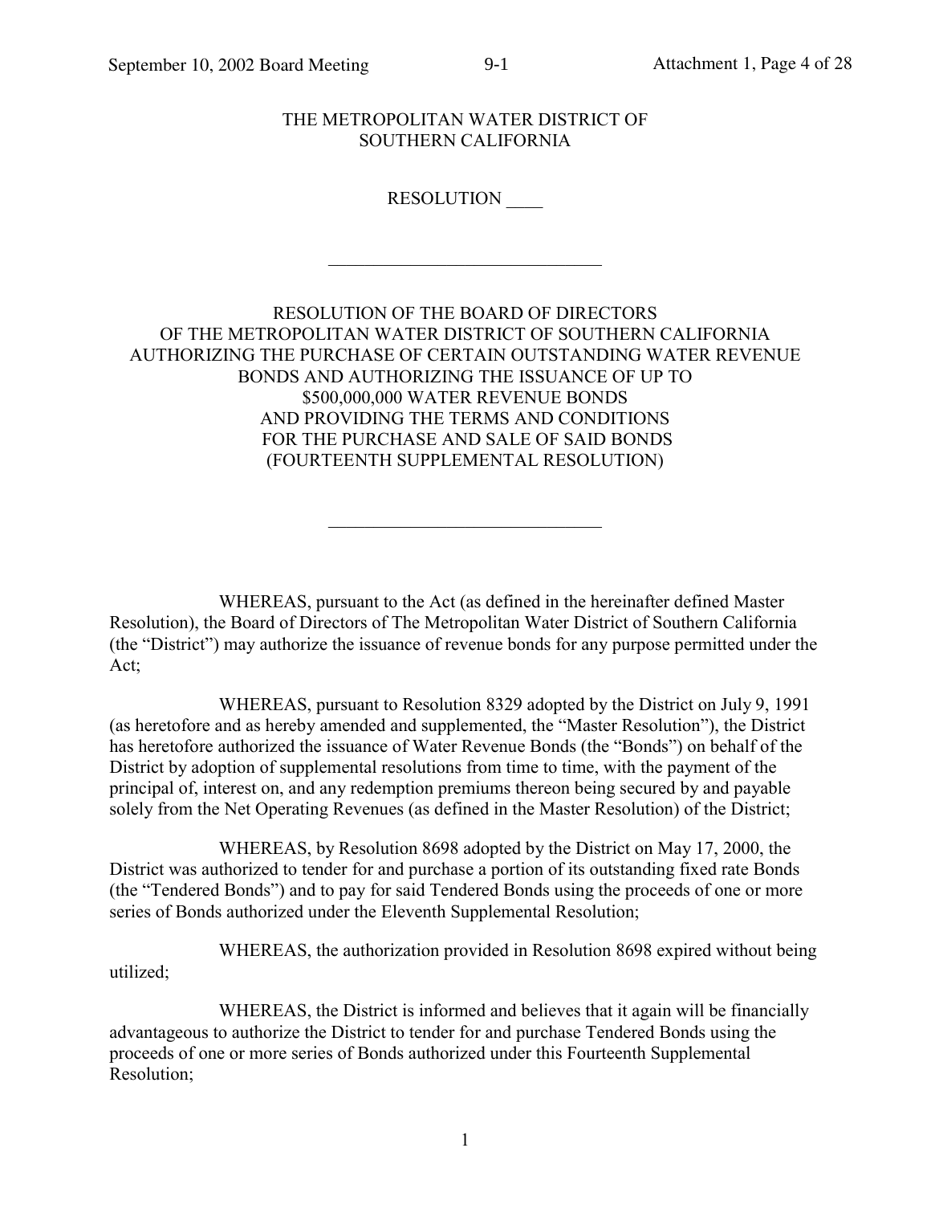THE METROPOLITAN WATER DISTRICT OF
SOUTHERN CALIFORNIA

RESOLUTION ____

______________________________

RESOLUTION OF THE BOARD OF DIRECTORS
OF THE METROPOLITAN WATER DISTRICT OF SOUTHERN CALIFORNIA
AUTHORIZING THE PURCHASE OF CERTAIN OUTSTANDING WATER REVENUE
BONDS AND AUTHORIZING THE ISSUANCE OF UP TO
$500,000,000 WATER REVENUE BONDS
AND PROVIDING THE TERMS AND CONDITIONS
FOR THE PURCHASE AND SALE OF SAID BONDS
(FOURTEENTH SUPPLEMENTAL RESOLUTION)

______________________________

WHEREAS, pursuant to the Act (as defined in the hereinafter defined Master Resolution), the Board of Directors of The Metropolitan Water District of Southern California (the "District") may authorize the issuance of revenue bonds for any purpose permitted under the Act;

WHEREAS, pursuant to Resolution 8329 adopted by the District on July 9, 1991 (as heretofore and as hereby amended and supplemented, the "Master Resolution"), the District has heretofore authorized the issuance of Water Revenue Bonds (the "Bonds") on behalf of the District by adoption of supplemental resolutions from time to time, with the payment of the principal of, interest on, and any redemption premiums thereon being secured by and payable solely from the Net Operating Revenues (as defined in the Master Resolution) of the District;

WHEREAS, by Resolution 8698 adopted by the District on May 17, 2000, the District was authorized to tender for and purchase a portion of its outstanding fixed rate Bonds (the "Tendered Bonds") and to pay for said Tendered Bonds using the proceeds of one or more series of Bonds authorized under the Eleventh Supplemental Resolution;

WHEREAS, the authorization provided in Resolution 8698 expired without being utilized;

WHEREAS, the District is informed and believes that it again will be financially advantageous to authorize the District to tender for and purchase Tendered Bonds using the proceeds of one or more series of Bonds authorized under this Fourteenth Supplemental Resolution;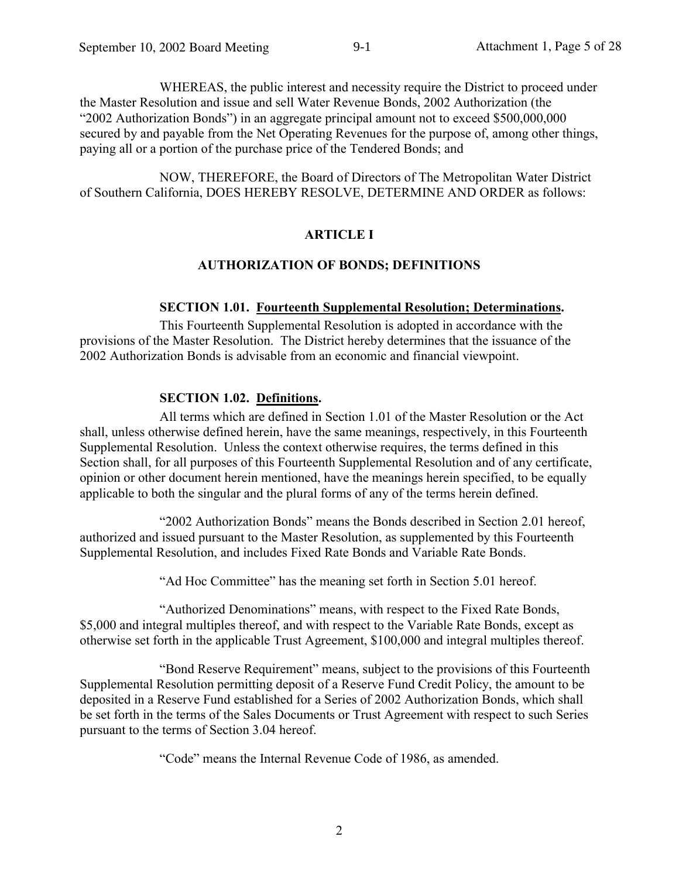WHEREAS, the public interest and necessity require the District to proceed under the Master Resolution and issue and sell Water Revenue Bonds, 2002 Authorization (the "2002 Authorization Bonds") in an aggregate principal amount not to exceed $500,000,000 secured by and payable from the Net Operating Revenues for the purpose of, among other things, paying all or a portion of the purchase price of the Tendered Bonds; and

NOW, THEREFORE, the Board of Directors of The Metropolitan Water District of Southern California, DOES HEREBY RESOLVE, DETERMINE AND ORDER as follows:

## ARTICLE I

## AUTHORIZATION OF BONDS; DEFINITIONS

### SECTION 1.01. Fourteenth Supplemental Resolution; Determinations.

This Fourteenth Supplemental Resolution is adopted in accordance with the provisions of the Master Resolution. The District hereby determines that the issuance of the 2002 Authorization Bonds is advisable from an economic and financial viewpoint.

### SECTION 1.02. Definitions.

All terms which are defined in Section 1.01 of the Master Resolution or the Act shall, unless otherwise defined herein, have the same meanings, respectively, in this Fourteenth Supplemental Resolution. Unless the context otherwise requires, the terms defined in this Section shall, for all purposes of this Fourteenth Supplemental Resolution and of any certificate, opinion or other document herein mentioned, have the meanings herein specified, to be equally applicable to both the singular and the plural forms of any of the terms herein defined.

"2002 Authorization Bonds" means the Bonds described in Section 2.01 hereof, authorized and issued pursuant to the Master Resolution, as supplemented by this Fourteenth Supplemental Resolution, and includes Fixed Rate Bonds and Variable Rate Bonds.

"Ad Hoc Committee" has the meaning set forth in Section 5.01 hereof.

"Authorized Denominations" means, with respect to the Fixed Rate Bonds, $5,000 and integral multiples thereof, and with respect to the Variable Rate Bonds, except as otherwise set forth in the applicable Trust Agreement, $100,000 and integral multiples thereof.

"Bond Reserve Requirement" means, subject to the provisions of this Fourteenth Supplemental Resolution permitting deposit of a Reserve Fund Credit Policy, the amount to be deposited in a Reserve Fund established for a Series of 2002 Authorization Bonds, which shall be set forth in the terms of the Sales Documents or Trust Agreement with respect to such Series pursuant to the terms of Section 3.04 hereof.

"Code" means the Internal Revenue Code of 1986, as amended.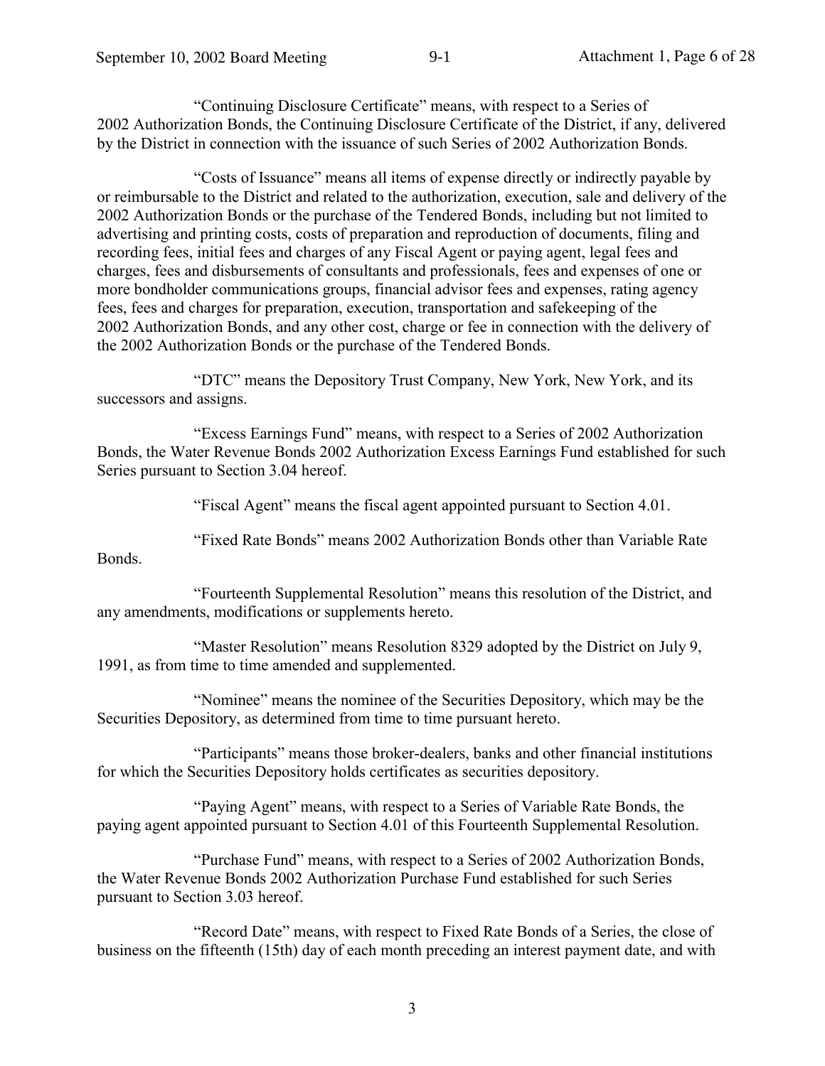"Continuing Disclosure Certificate" means, with respect to a Series of 2002 Authorization Bonds, the Continuing Disclosure Certificate of the District, if any, delivered by the District in connection with the issuance of such Series of 2002 Authorization Bonds.

"Costs of Issuance" means all items of expense directly or indirectly payable by or reimbursable to the District and related to the authorization, execution, sale and delivery of the 2002 Authorization Bonds or the purchase of the Tendered Bonds, including but not limited to advertising and printing costs, costs of preparation and reproduction of documents, filing and recording fees, initial fees and charges of any Fiscal Agent or paying agent, legal fees and charges, fees and disbursements of consultants and professionals, fees and expenses of one or more bondholder communications groups, financial advisor fees and expenses, rating agency fees, fees and charges for preparation, execution, transportation and safekeeping of the 2002 Authorization Bonds, and any other cost, charge or fee in connection with the delivery of the 2002 Authorization Bonds or the purchase of the Tendered Bonds.

"DTC" means the Depository Trust Company, New York, New York, and its successors and assigns.

"Excess Earnings Fund" means, with respect to a Series of 2002 Authorization Bonds, the Water Revenue Bonds 2002 Authorization Excess Earnings Fund established for such Series pursuant to Section 3.04 hereof.

"Fiscal Agent" means the fiscal agent appointed pursuant to Section 4.01.

"Fixed Rate Bonds" means 2002 Authorization Bonds other than Variable Rate Bonds.

"Fourteenth Supplemental Resolution" means this resolution of the District, and any amendments, modifications or supplements hereto.

"Master Resolution" means Resolution 8329 adopted by the District on July 9, 1991, as from time to time amended and supplemented.

"Nominee" means the nominee of the Securities Depository, which may be the Securities Depository, as determined from time to time pursuant hereto.

"Participants" means those broker-dealers, banks and other financial institutions for which the Securities Depository holds certificates as securities depository.

"Paying Agent" means, with respect to a Series of Variable Rate Bonds, the paying agent appointed pursuant to Section 4.01 of this Fourteenth Supplemental Resolution.

"Purchase Fund" means, with respect to a Series of 2002 Authorization Bonds, the Water Revenue Bonds 2002 Authorization Purchase Fund established for such Series pursuant to Section 3.03 hereof.

"Record Date" means, with respect to Fixed Rate Bonds of a Series, the close of business on the fifteenth (15th) day of each month preceding an interest payment date, and with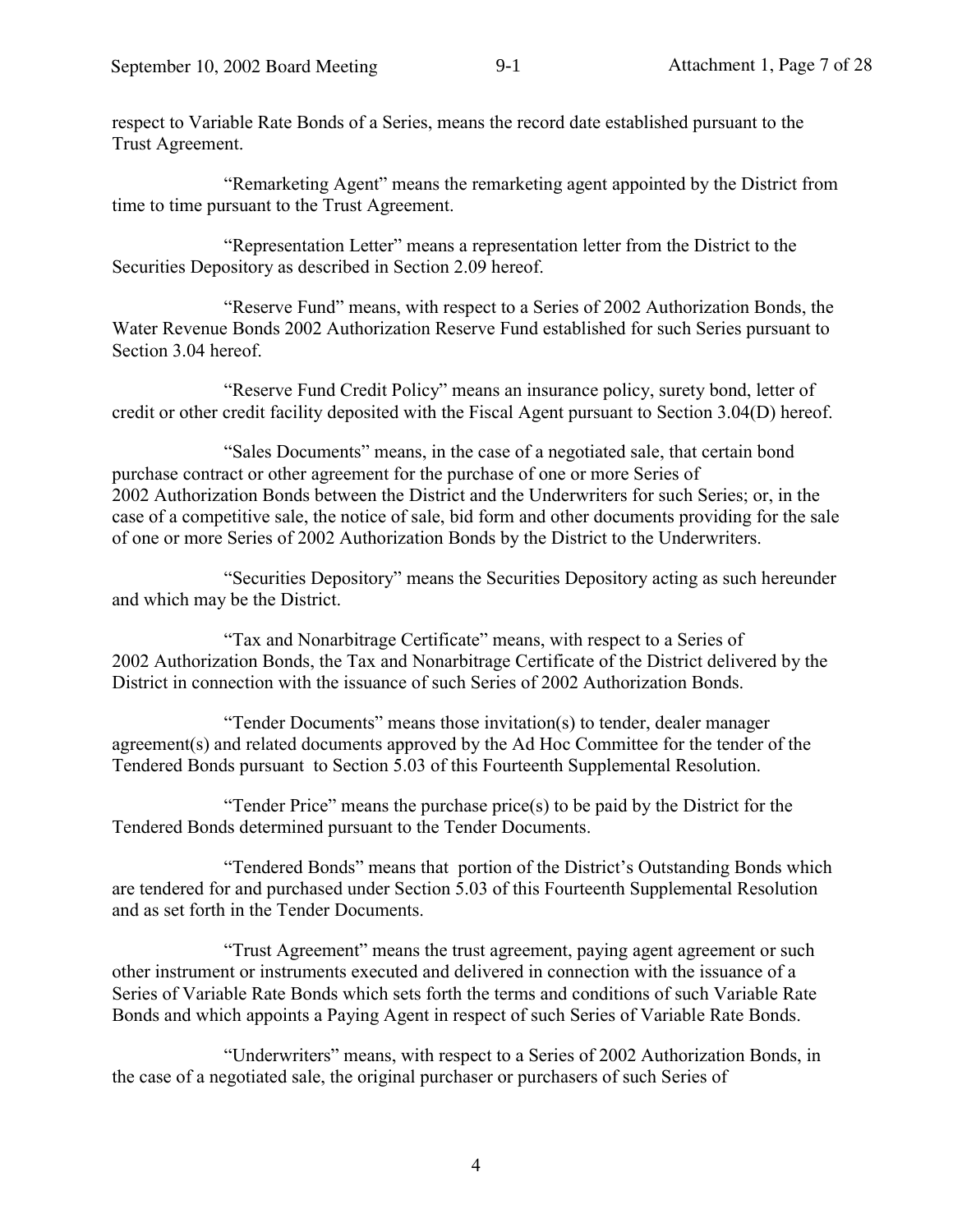respect to Variable Rate Bonds of a Series, means the record date established pursuant to the Trust Agreement.

"Remarketing Agent" means the remarketing agent appointed by the District from time to time pursuant to the Trust Agreement.

"Representation Letter" means a representation letter from the District to the Securities Depository as described in Section 2.09 hereof.

"Reserve Fund" means, with respect to a Series of 2002 Authorization Bonds, the Water Revenue Bonds 2002 Authorization Reserve Fund established for such Series pursuant to Section 3.04 hereof.

"Reserve Fund Credit Policy" means an insurance policy, surety bond, letter of credit or other credit facility deposited with the Fiscal Agent pursuant to Section 3.04(D) hereof.

"Sales Documents" means, in the case of a negotiated sale, that certain bond purchase contract or other agreement for the purchase of one or more Series of 2002 Authorization Bonds between the District and the Underwriters for such Series; or, in the case of a competitive sale, the notice of sale, bid form and other documents providing for the sale of one or more Series of 2002 Authorization Bonds by the District to the Underwriters.

"Securities Depository" means the Securities Depository acting as such hereunder and which may be the District.

"Tax and Nonarbitrage Certificate" means, with respect to a Series of 2002 Authorization Bonds, the Tax and Nonarbitrage Certificate of the District delivered by the District in connection with the issuance of such Series of 2002 Authorization Bonds.

"Tender Documents" means those invitation(s) to tender, dealer manager agreement(s) and related documents approved by the Ad Hoc Committee for the tender of the Tendered Bonds pursuant to Section 5.03 of this Fourteenth Supplemental Resolution.

"Tender Price" means the purchase price(s) to be paid by the District for the Tendered Bonds determined pursuant to the Tender Documents.

"Tendered Bonds" means that portion of the District's Outstanding Bonds which are tendered for and purchased under Section 5.03 of this Fourteenth Supplemental Resolution and as set forth in the Tender Documents.

"Trust Agreement" means the trust agreement, paying agent agreement or such other instrument or instruments executed and delivered in connection with the issuance of a Series of Variable Rate Bonds which sets forth the terms and conditions of such Variable Rate Bonds and which appoints a Paying Agent in respect of such Series of Variable Rate Bonds.

"Underwriters" means, with respect to a Series of 2002 Authorization Bonds, in the case of a negotiated sale, the original purchaser or purchasers of such Series of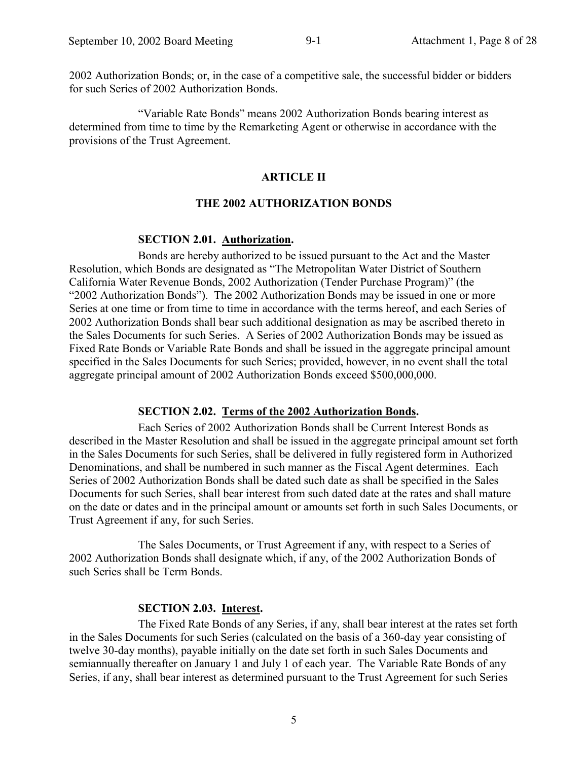2002 Authorization Bonds; or, in the case of a competitive sale, the successful bidder or bidders for such Series of 2002 Authorization Bonds.

"Variable Rate Bonds" means 2002 Authorization Bonds bearing interest as determined from time to time by the Remarketing Agent or otherwise in accordance with the provisions of the Trust Agreement.

## ARTICLE II

## THE 2002 AUTHORIZATION BONDS

### SECTION 2.01. Authorization.

Bonds are hereby authorized to be issued pursuant to the Act and the Master Resolution, which Bonds are designated as "The Metropolitan Water District of Southern California Water Revenue Bonds, 2002 Authorization (Tender Purchase Program)" (the "2002 Authorization Bonds"). The 2002 Authorization Bonds may be issued in one or more Series at one time or from time to time in accordance with the terms hereof, and each Series of 2002 Authorization Bonds shall bear such additional designation as may be ascribed thereto in the Sales Documents for such Series. A Series of 2002 Authorization Bonds may be issued as Fixed Rate Bonds or Variable Rate Bonds and shall be issued in the aggregate principal amount specified in the Sales Documents for such Series; provided, however, in no event shall the total aggregate principal amount of 2002 Authorization Bonds exceed $500,000,000.

### SECTION 2.02. Terms of the 2002 Authorization Bonds.

Each Series of 2002 Authorization Bonds shall be Current Interest Bonds as described in the Master Resolution and shall be issued in the aggregate principal amount set forth in the Sales Documents for such Series, shall be delivered in fully registered form in Authorized Denominations, and shall be numbered in such manner as the Fiscal Agent determines. Each Series of 2002 Authorization Bonds shall be dated such date as shall be specified in the Sales Documents for such Series, shall bear interest from such dated date at the rates and shall mature on the date or dates and in the principal amount or amounts set forth in such Sales Documents, or Trust Agreement if any, for such Series.

The Sales Documents, or Trust Agreement if any, with respect to a Series of 2002 Authorization Bonds shall designate which, if any, of the 2002 Authorization Bonds of such Series shall be Term Bonds.

### SECTION 2.03. Interest.

The Fixed Rate Bonds of any Series, if any, shall bear interest at the rates set forth in the Sales Documents for such Series (calculated on the basis of a 360-day year consisting of twelve 30-day months), payable initially on the date set forth in such Sales Documents and semiannually thereafter on January 1 and July 1 of each year. The Variable Rate Bonds of any Series, if any, shall bear interest as determined pursuant to the Trust Agreement for such Series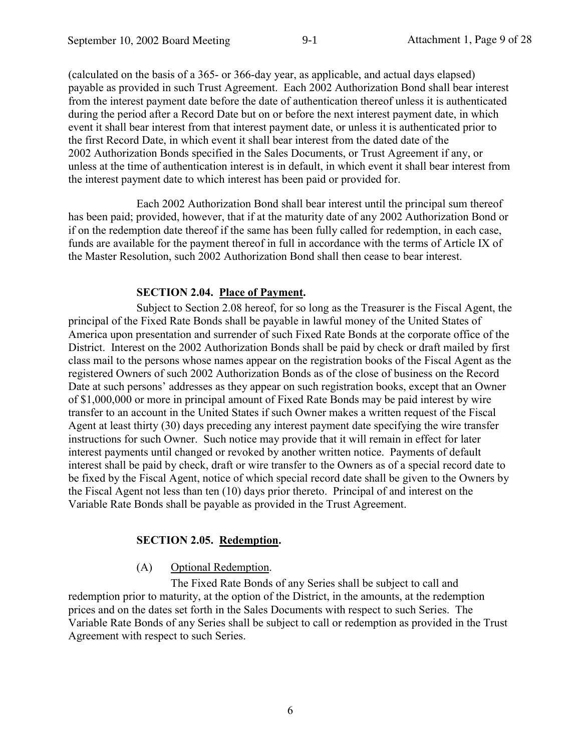(calculated on the basis of a 365- or 366-day year, as applicable, and actual days elapsed) payable as provided in such Trust Agreement. Each 2002 Authorization Bond shall bear interest from the interest payment date before the date of authentication thereof unless it is authenticated during the period after a Record Date but on or before the next interest payment date, in which event it shall bear interest from that interest payment date, or unless it is authenticated prior to the first Record Date, in which event it shall bear interest from the dated date of the 2002 Authorization Bonds specified in the Sales Documents, or Trust Agreement if any, or unless at the time of authentication interest is in default, in which event it shall bear interest from the interest payment date to which interest has been paid or provided for.

Each 2002 Authorization Bond shall bear interest until the principal sum thereof has been paid; provided, however, that if at the maturity date of any 2002 Authorization Bond or if on the redemption date thereof if the same has been fully called for redemption, in each case, funds are available for the payment thereof in full in accordance with the terms of Article IX of the Master Resolution, such 2002 Authorization Bond shall then cease to bear interest.

**SECTION 2.04. Place of Payment.**

Subject to Section 2.08 hereof, for so long as the Treasurer is the Fiscal Agent, the principal of the Fixed Rate Bonds shall be payable in lawful money of the United States of America upon presentation and surrender of such Fixed Rate Bonds at the corporate office of the District. Interest on the 2002 Authorization Bonds shall be paid by check or draft mailed by first class mail to the persons whose names appear on the registration books of the Fiscal Agent as the registered Owners of such 2002 Authorization Bonds as of the close of business on the Record Date at such persons' addresses as they appear on such registration books, except that an Owner of $1,000,000 or more in principal amount of Fixed Rate Bonds may be paid interest by wire transfer to an account in the United States if such Owner makes a written request of the Fiscal Agent at least thirty (30) days preceding any interest payment date specifying the wire transfer instructions for such Owner. Such notice may provide that it will remain in effect for later interest payments until changed or revoked by another written notice. Payments of default interest shall be paid by check, draft or wire transfer to the Owners as of a special record date to be fixed by the Fiscal Agent, notice of which special record date shall be given to the Owners by the Fiscal Agent not less than ten (10) days prior thereto. Principal of and interest on the Variable Rate Bonds shall be payable as provided in the Trust Agreement.

**SECTION 2.05. Redemption.**

(A) Optional Redemption.

The Fixed Rate Bonds of any Series shall be subject to call and redemption prior to maturity, at the option of the District, in the amounts, at the redemption prices and on the dates set forth in the Sales Documents with respect to such Series. The Variable Rate Bonds of any Series shall be subject to call or redemption as provided in the Trust Agreement with respect to such Series.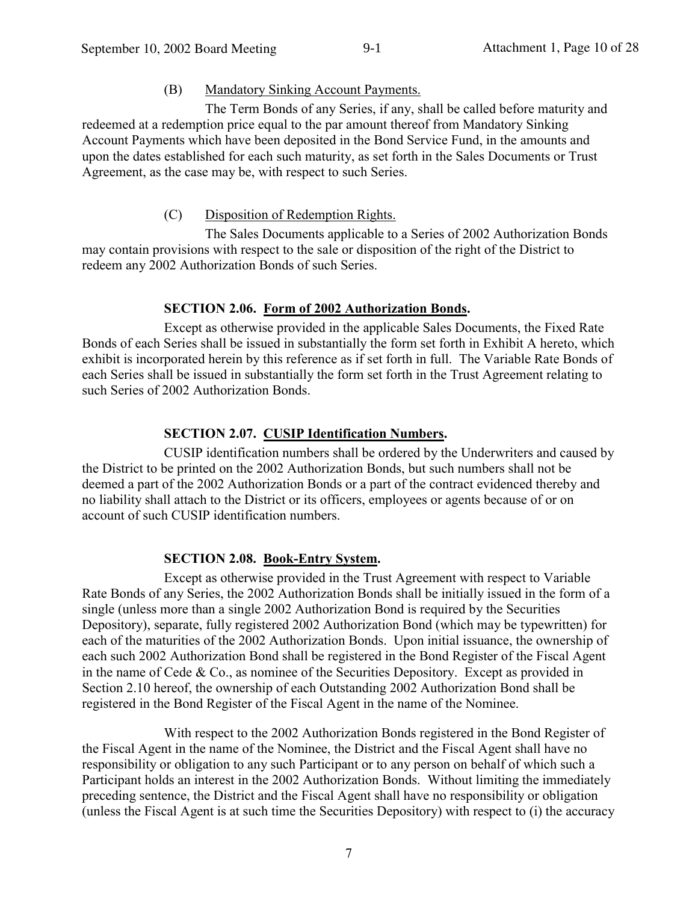(B) Mandatory Sinking Account Payments.

The Term Bonds of any Series, if any, shall be called before maturity and redeemed at a redemption price equal to the par amount thereof from Mandatory Sinking Account Payments which have been deposited in the Bond Service Fund, in the amounts and upon the dates established for each such maturity, as set forth in the Sales Documents or Trust Agreement, as the case may be, with respect to such Series.

(C) Disposition of Redemption Rights.

The Sales Documents applicable to a Series of 2002 Authorization Bonds may contain provisions with respect to the sale or disposition of the right of the District to redeem any 2002 Authorization Bonds of such Series.

**SECTION 2.06. Form of 2002 Authorization Bonds.**

Except as otherwise provided in the applicable Sales Documents, the Fixed Rate Bonds of each Series shall be issued in substantially the form set forth in Exhibit A hereto, which exhibit is incorporated herein by this reference as if set forth in full. The Variable Rate Bonds of each Series shall be issued in substantially the form set forth in the Trust Agreement relating to such Series of 2002 Authorization Bonds.

**SECTION 2.07. CUSIP Identification Numbers.**

CUSIP identification numbers shall be ordered by the Underwriters and caused by the District to be printed on the 2002 Authorization Bonds, but such numbers shall not be deemed a part of the 2002 Authorization Bonds or a part of the contract evidenced thereby and no liability shall attach to the District or its officers, employees or agents because of or on account of such CUSIP identification numbers.

**SECTION 2.08. Book-Entry System.**

Except as otherwise provided in the Trust Agreement with respect to Variable Rate Bonds of any Series, the 2002 Authorization Bonds shall be initially issued in the form of a single (unless more than a single 2002 Authorization Bond is required by the Securities Depository), separate, fully registered 2002 Authorization Bond (which may be typewritten) for each of the maturities of the 2002 Authorization Bonds. Upon initial issuance, the ownership of each such 2002 Authorization Bond shall be registered in the Bond Register of the Fiscal Agent in the name of Cede & Co., as nominee of the Securities Depository. Except as provided in Section 2.10 hereof, the ownership of each Outstanding 2002 Authorization Bond shall be registered in the Bond Register of the Fiscal Agent in the name of the Nominee.

With respect to the 2002 Authorization Bonds registered in the Bond Register of the Fiscal Agent in the name of the Nominee, the District and the Fiscal Agent shall have no responsibility or obligation to any such Participant or to any person on behalf of which such a Participant holds an interest in the 2002 Authorization Bonds. Without limiting the immediately preceding sentence, the District and the Fiscal Agent shall have no responsibility or obligation (unless the Fiscal Agent is at such time the Securities Depository) with respect to (i) the accuracy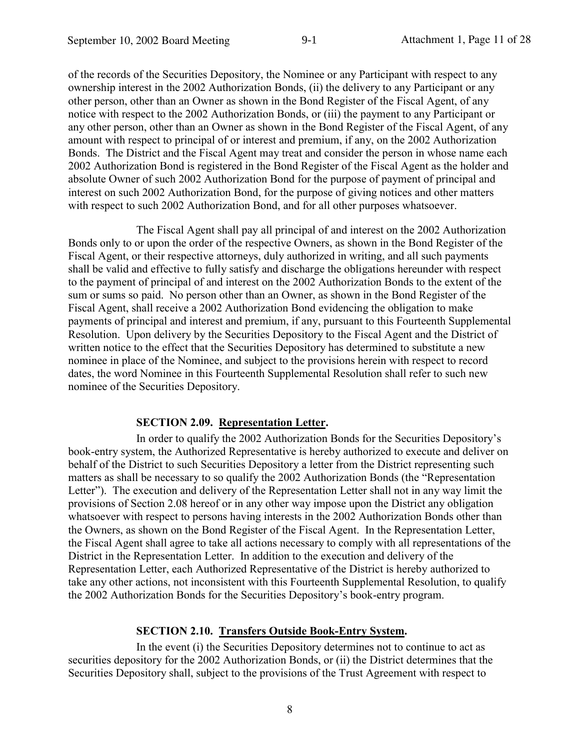of the records of the Securities Depository, the Nominee or any Participant with respect to any ownership interest in the 2002 Authorization Bonds, (ii) the delivery to any Participant or any other person, other than an Owner as shown in the Bond Register of the Fiscal Agent, of any notice with respect to the 2002 Authorization Bonds, or (iii) the payment to any Participant or any other person, other than an Owner as shown in the Bond Register of the Fiscal Agent, of any amount with respect to principal of or interest and premium, if any, on the 2002 Authorization Bonds. The District and the Fiscal Agent may treat and consider the person in whose name each 2002 Authorization Bond is registered in the Bond Register of the Fiscal Agent as the holder and absolute Owner of such 2002 Authorization Bond for the purpose of payment of principal and interest on such 2002 Authorization Bond, for the purpose of giving notices and other matters with respect to such 2002 Authorization Bond, and for all other purposes whatsoever.

The Fiscal Agent shall pay all principal of and interest on the 2002 Authorization Bonds only to or upon the order of the respective Owners, as shown in the Bond Register of the Fiscal Agent, or their respective attorneys, duly authorized in writing, and all such payments shall be valid and effective to fully satisfy and discharge the obligations hereunder with respect to the payment of principal of and interest on the 2002 Authorization Bonds to the extent of the sum or sums so paid. No person other than an Owner, as shown in the Bond Register of the Fiscal Agent, shall receive a 2002 Authorization Bond evidencing the obligation to make payments of principal and interest and premium, if any, pursuant to this Fourteenth Supplemental Resolution. Upon delivery by the Securities Depository to the Fiscal Agent and the District of written notice to the effect that the Securities Depository has determined to substitute a new nominee in place of the Nominee, and subject to the provisions herein with respect to record dates, the word Nominee in this Fourteenth Supplemental Resolution shall refer to such new nominee of the Securities Depository.

**SECTION 2.09. Representation Letter.**

In order to qualify the 2002 Authorization Bonds for the Securities Depository's book-entry system, the Authorized Representative is hereby authorized to execute and deliver on behalf of the District to such Securities Depository a letter from the District representing such matters as shall be necessary to so qualify the 2002 Authorization Bonds (the "Representation Letter"). The execution and delivery of the Representation Letter shall not in any way limit the provisions of Section 2.08 hereof or in any other way impose upon the District any obligation whatsoever with respect to persons having interests in the 2002 Authorization Bonds other than the Owners, as shown on the Bond Register of the Fiscal Agent. In the Representation Letter, the Fiscal Agent shall agree to take all actions necessary to comply with all representations of the District in the Representation Letter. In addition to the execution and delivery of the Representation Letter, each Authorized Representative of the District is hereby authorized to take any other actions, not inconsistent with this Fourteenth Supplemental Resolution, to qualify the 2002 Authorization Bonds for the Securities Depository's book-entry program.

**SECTION 2.10. Transfers Outside Book-Entry System.**

In the event (i) the Securities Depository determines not to continue to act as securities depository for the 2002 Authorization Bonds, or (ii) the District determines that the Securities Depository shall, subject to the provisions of the Trust Agreement with respect to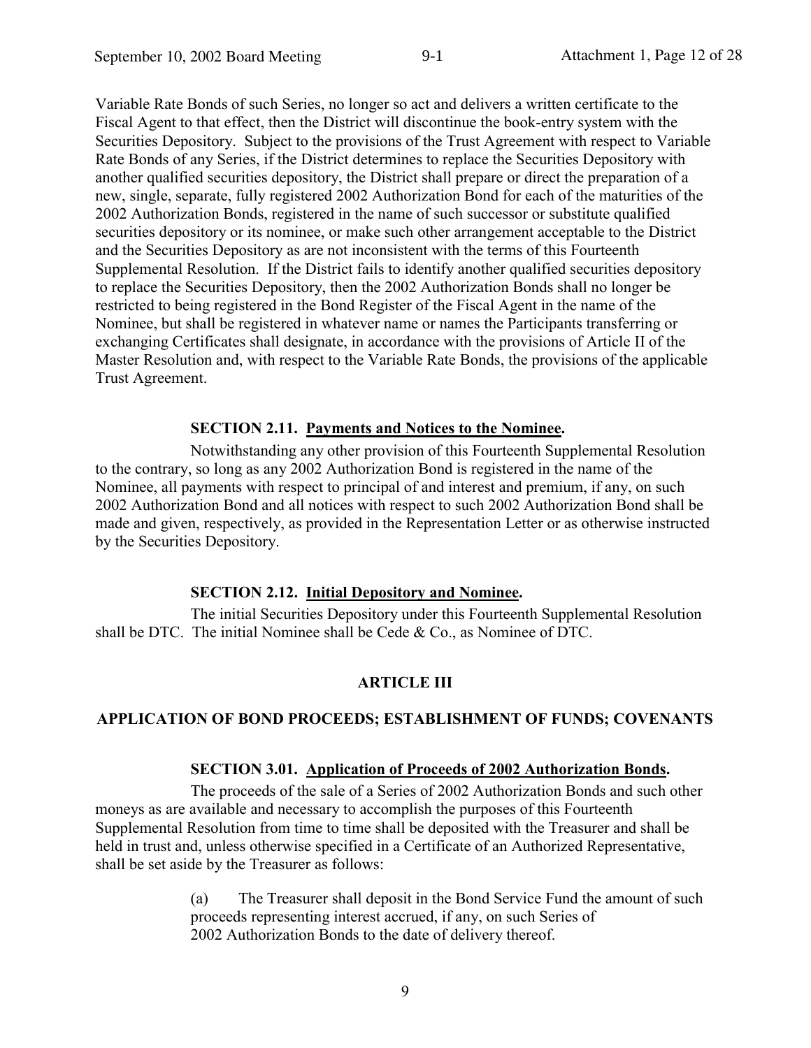Variable Rate Bonds of such Series, no longer so act and delivers a written certificate to the Fiscal Agent to that effect, then the District will discontinue the book-entry system with the Securities Depository. Subject to the provisions of the Trust Agreement with respect to Variable Rate Bonds of any Series, if the District determines to replace the Securities Depository with another qualified securities depository, the District shall prepare or direct the preparation of a new, single, separate, fully registered 2002 Authorization Bond for each of the maturities of the 2002 Authorization Bonds, registered in the name of such successor or substitute qualified securities depository or its nominee, or make such other arrangement acceptable to the District and the Securities Depository as are not inconsistent with the terms of this Fourteenth Supplemental Resolution. If the District fails to identify another qualified securities depository to replace the Securities Depository, then the 2002 Authorization Bonds shall no longer be restricted to being registered in the Bond Register of the Fiscal Agent in the name of the Nominee, but shall be registered in whatever name or names the Participants transferring or exchanging Certificates shall designate, in accordance with the provisions of Article II of the Master Resolution and, with respect to the Variable Rate Bonds, the provisions of the applicable Trust Agreement.

**SECTION 2.11. Payments and Notices to the Nominee.**

Notwithstanding any other provision of this Fourteenth Supplemental Resolution to the contrary, so long as any 2002 Authorization Bond is registered in the name of the Nominee, all payments with respect to principal of and interest and premium, if any, on such 2002 Authorization Bond and all notices with respect to such 2002 Authorization Bond shall be made and given, respectively, as provided in the Representation Letter or as otherwise instructed by the Securities Depository.

**SECTION 2.12. Initial Depository and Nominee.**

The initial Securities Depository under this Fourteenth Supplemental Resolution shall be DTC. The initial Nominee shall be Cede & Co., as Nominee of DTC.

## ARTICLE III

## APPLICATION OF BOND PROCEEDS; ESTABLISHMENT OF FUNDS; COVENANTS

**SECTION 3.01. Application of Proceeds of 2002 Authorization Bonds.**

The proceeds of the sale of a Series of 2002 Authorization Bonds and such other moneys as are available and necessary to accomplish the purposes of this Fourteenth Supplemental Resolution from time to time shall be deposited with the Treasurer and shall be held in trust and, unless otherwise specified in a Certificate of an Authorized Representative, shall be set aside by the Treasurer as follows:

(a) The Treasurer shall deposit in the Bond Service Fund the amount of such proceeds representing interest accrued, if any, on such Series of 2002 Authorization Bonds to the date of delivery thereof.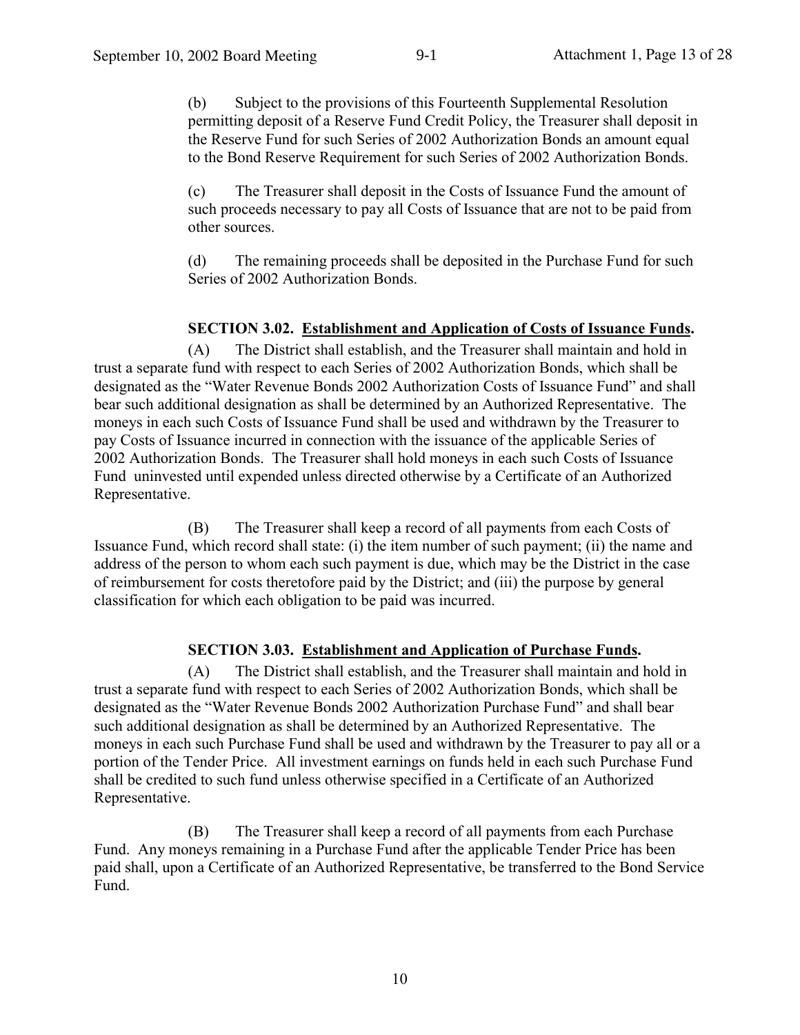(b) Subject to the provisions of this Fourteenth Supplemental Resolution permitting deposit of a Reserve Fund Credit Policy, the Treasurer shall deposit in the Reserve Fund for such Series of 2002 Authorization Bonds an amount equal to the Bond Reserve Requirement for such Series of 2002 Authorization Bonds.

(c) The Treasurer shall deposit in the Costs of Issuance Fund the amount of such proceeds necessary to pay all Costs of Issuance that are not to be paid from other sources.

(d) The remaining proceeds shall be deposited in the Purchase Fund for such Series of 2002 Authorization Bonds.

**SECTION 3.02. Establishment and Application of Costs of Issuance Funds.**

(A) The District shall establish, and the Treasurer shall maintain and hold in trust a separate fund with respect to each Series of 2002 Authorization Bonds, which shall be designated as the "Water Revenue Bonds 2002 Authorization Costs of Issuance Fund" and shall bear such additional designation as shall be determined by an Authorized Representative. The moneys in each such Costs of Issuance Fund shall be used and withdrawn by the Treasurer to pay Costs of Issuance incurred in connection with the issuance of the applicable Series of 2002 Authorization Bonds. The Treasurer shall hold moneys in each such Costs of Issuance Fund uninvested until expended unless directed otherwise by a Certificate of an Authorized Representative.

(B) The Treasurer shall keep a record of all payments from each Costs of Issuance Fund, which record shall state: (i) the item number of such payment; (ii) the name and address of the person to whom each such payment is due, which may be the District in the case of reimbursement for costs theretofore paid by the District; and (iii) the purpose by general classification for which each obligation to be paid was incurred.

**SECTION 3.03. Establishment and Application of Purchase Funds.**

(A) The District shall establish, and the Treasurer shall maintain and hold in trust a separate fund with respect to each Series of 2002 Authorization Bonds, which shall be designated as the "Water Revenue Bonds 2002 Authorization Purchase Fund" and shall bear such additional designation as shall be determined by an Authorized Representative. The moneys in each such Purchase Fund shall be used and withdrawn by the Treasurer to pay all or a portion of the Tender Price. All investment earnings on funds held in each such Purchase Fund shall be credited to such fund unless otherwise specified in a Certificate of an Authorized Representative.

(B) The Treasurer shall keep a record of all payments from each Purchase Fund. Any moneys remaining in a Purchase Fund after the applicable Tender Price has been paid shall, upon a Certificate of an Authorized Representative, be transferred to the Bond Service Fund.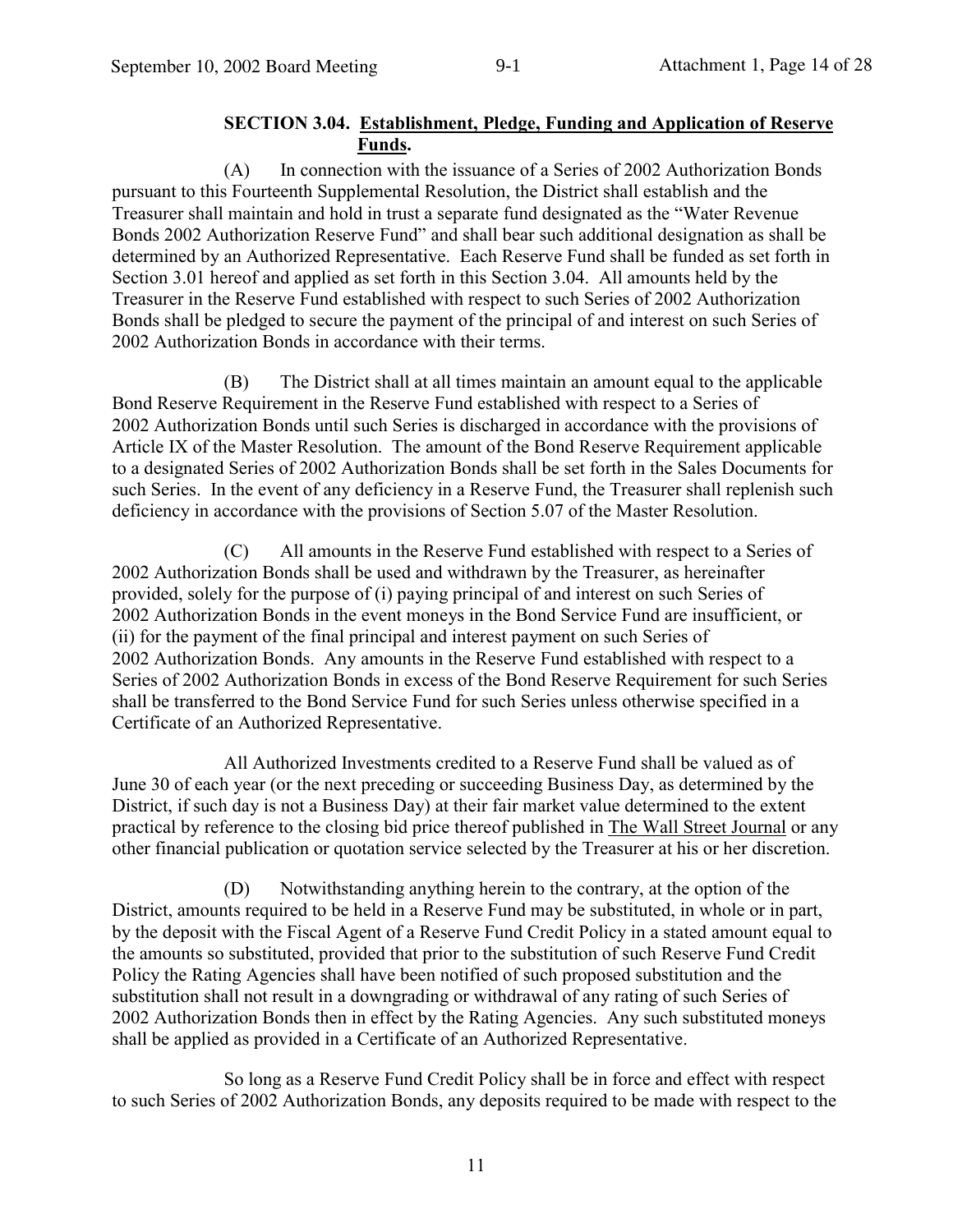**SECTION 3.04. <u>Establishment, Pledge, Funding and Application of Reserve Funds</u>.**

(A) In connection with the issuance of a Series of 2002 Authorization Bonds pursuant to this Fourteenth Supplemental Resolution, the District shall establish and the Treasurer shall maintain and hold in trust a separate fund designated as the "Water Revenue Bonds 2002 Authorization Reserve Fund" and shall bear such additional designation as shall be determined by an Authorized Representative. Each Reserve Fund shall be funded as set forth in Section 3.01 hereof and applied as set forth in this Section 3.04. All amounts held by the Treasurer in the Reserve Fund established with respect to such Series of 2002 Authorization Bonds shall be pledged to secure the payment of the principal of and interest on such Series of 2002 Authorization Bonds in accordance with their terms.

(B) The District shall at all times maintain an amount equal to the applicable Bond Reserve Requirement in the Reserve Fund established with respect to a Series of 2002 Authorization Bonds until such Series is discharged in accordance with the provisions of Article IX of the Master Resolution. The amount of the Bond Reserve Requirement applicable to a designated Series of 2002 Authorization Bonds shall be set forth in the Sales Documents for such Series. In the event of any deficiency in a Reserve Fund, the Treasurer shall replenish such deficiency in accordance with the provisions of Section 5.07 of the Master Resolution.

(C) All amounts in the Reserve Fund established with respect to a Series of 2002 Authorization Bonds shall be used and withdrawn by the Treasurer, as hereinafter provided, solely for the purpose of (i) paying principal of and interest on such Series of 2002 Authorization Bonds in the event moneys in the Bond Service Fund are insufficient, or (ii) for the payment of the final principal and interest payment on such Series of 2002 Authorization Bonds. Any amounts in the Reserve Fund established with respect to a Series of 2002 Authorization Bonds in excess of the Bond Reserve Requirement for such Series shall be transferred to the Bond Service Fund for such Series unless otherwise specified in a Certificate of an Authorized Representative.

All Authorized Investments credited to a Reserve Fund shall be valued as of June 30 of each year (or the next preceding or succeeding Business Day, as determined by the District, if such day is not a Business Day) at their fair market value determined to the extent practical by reference to the closing bid price thereof published in <u>The Wall Street Journal</u> or any other financial publication or quotation service selected by the Treasurer at his or her discretion.

(D) Notwithstanding anything herein to the contrary, at the option of the District, amounts required to be held in a Reserve Fund may be substituted, in whole or in part, by the deposit with the Fiscal Agent of a Reserve Fund Credit Policy in a stated amount equal to the amounts so substituted, provided that prior to the substitution of such Reserve Fund Credit Policy the Rating Agencies shall have been notified of such proposed substitution and the substitution shall not result in a downgrading or withdrawal of any rating of such Series of 2002 Authorization Bonds then in effect by the Rating Agencies. Any such substituted moneys shall be applied as provided in a Certificate of an Authorized Representative.

So long as a Reserve Fund Credit Policy shall be in force and effect with respect to such Series of 2002 Authorization Bonds, any deposits required to be made with respect to the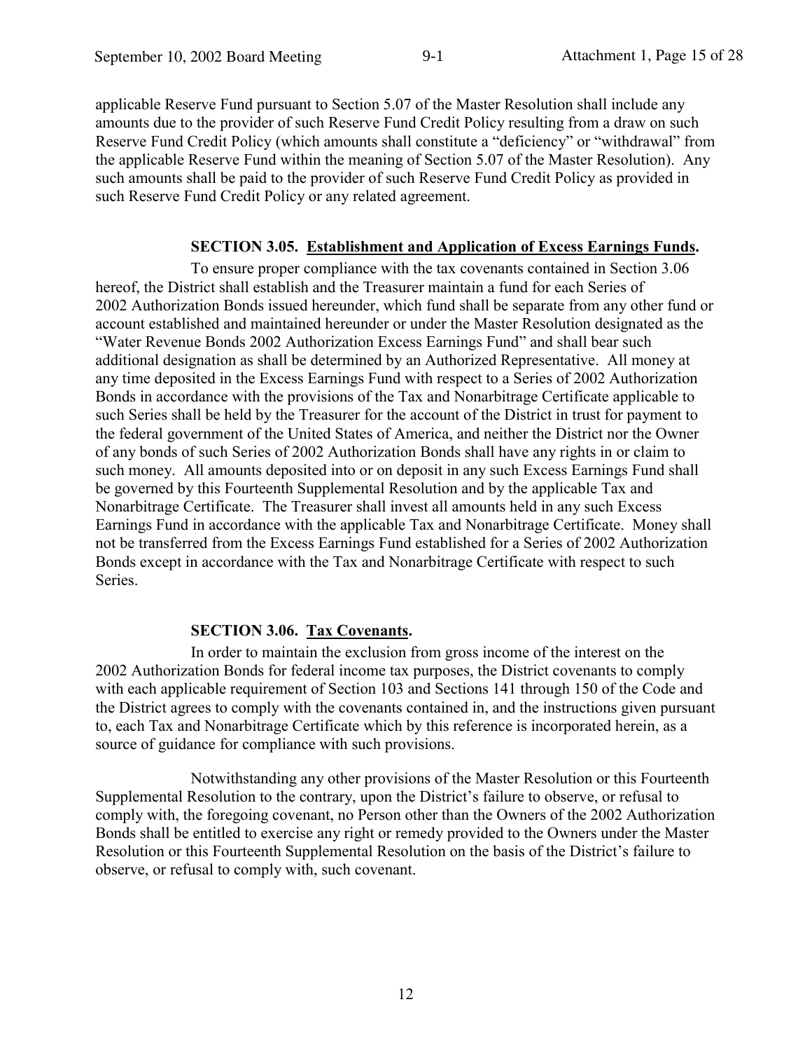applicable Reserve Fund pursuant to Section 5.07 of the Master Resolution shall include any amounts due to the provider of such Reserve Fund Credit Policy resulting from a draw on such Reserve Fund Credit Policy (which amounts shall constitute a "deficiency" or "withdrawal" from the applicable Reserve Fund within the meaning of Section 5.07 of the Master Resolution). Any such amounts shall be paid to the provider of such Reserve Fund Credit Policy as provided in such Reserve Fund Credit Policy or any related agreement.

**SECTION 3.05. Establishment and Application of Excess Earnings Funds.**

To ensure proper compliance with the tax covenants contained in Section 3.06 hereof, the District shall establish and the Treasurer maintain a fund for each Series of 2002 Authorization Bonds issued hereunder, which fund shall be separate from any other fund or account established and maintained hereunder or under the Master Resolution designated as the "Water Revenue Bonds 2002 Authorization Excess Earnings Fund" and shall bear such additional designation as shall be determined by an Authorized Representative. All money at any time deposited in the Excess Earnings Fund with respect to a Series of 2002 Authorization Bonds in accordance with the provisions of the Tax and Nonarbitrage Certificate applicable to such Series shall be held by the Treasurer for the account of the District in trust for payment to the federal government of the United States of America, and neither the District nor the Owner of any bonds of such Series of 2002 Authorization Bonds shall have any rights in or claim to such money. All amounts deposited into or on deposit in any such Excess Earnings Fund shall be governed by this Fourteenth Supplemental Resolution and by the applicable Tax and Nonarbitrage Certificate. The Treasurer shall invest all amounts held in any such Excess Earnings Fund in accordance with the applicable Tax and Nonarbitrage Certificate. Money shall not be transferred from the Excess Earnings Fund established for a Series of 2002 Authorization Bonds except in accordance with the Tax and Nonarbitrage Certificate with respect to such Series.

**SECTION 3.06. Tax Covenants.**

In order to maintain the exclusion from gross income of the interest on the 2002 Authorization Bonds for federal income tax purposes, the District covenants to comply with each applicable requirement of Section 103 and Sections 141 through 150 of the Code and the District agrees to comply with the covenants contained in, and the instructions given pursuant to, each Tax and Nonarbitrage Certificate which by this reference is incorporated herein, as a source of guidance for compliance with such provisions.

Notwithstanding any other provisions of the Master Resolution or this Fourteenth Supplemental Resolution to the contrary, upon the District's failure to observe, or refusal to comply with, the foregoing covenant, no Person other than the Owners of the 2002 Authorization Bonds shall be entitled to exercise any right or remedy provided to the Owners under the Master Resolution or this Fourteenth Supplemental Resolution on the basis of the District's failure to observe, or refusal to comply with, such covenant.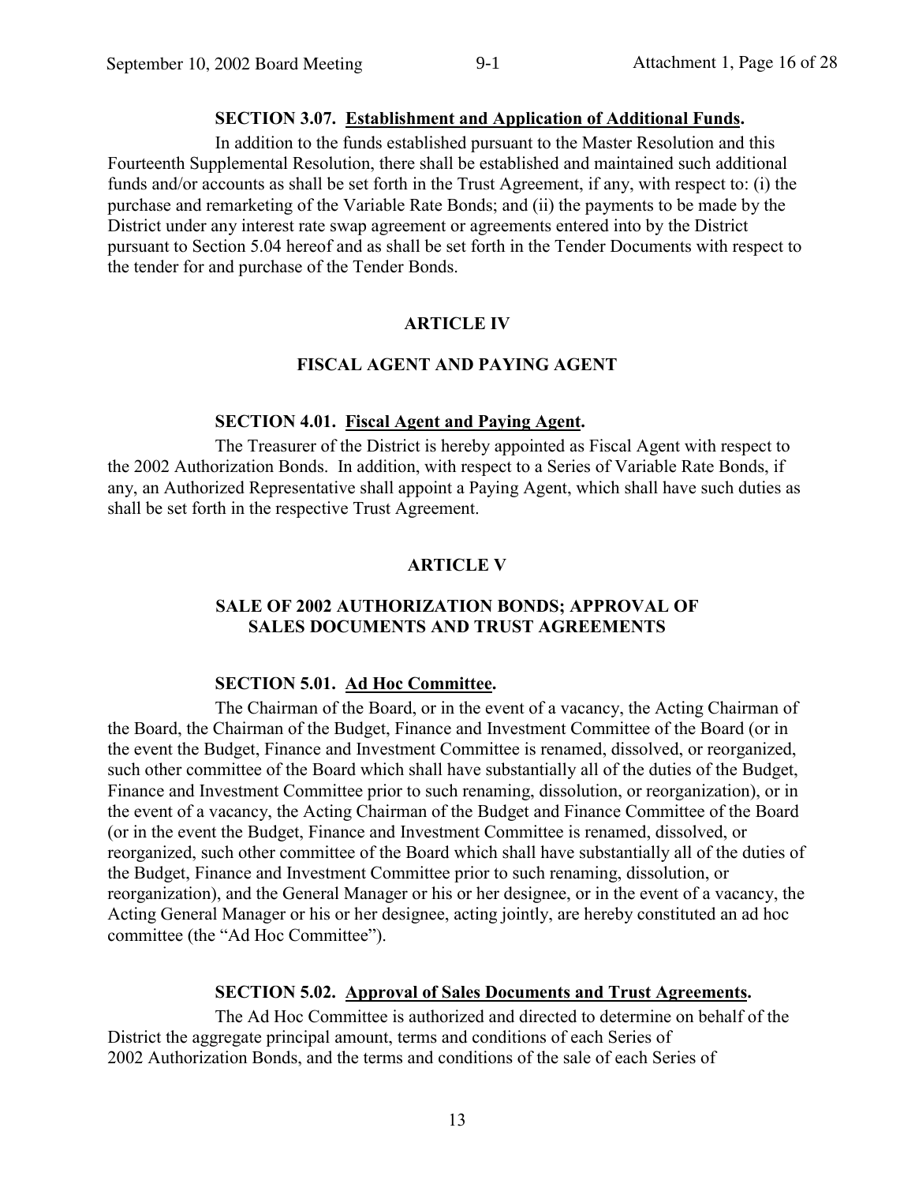**SECTION 3.07. <u>Establishment and Application of Additional Funds</u>.**

In addition to the funds established pursuant to the Master Resolution and this Fourteenth Supplemental Resolution, there shall be established and maintained such additional funds and/or accounts as shall be set forth in the Trust Agreement, if any, with respect to: (i) the purchase and remarketing of the Variable Rate Bonds; and (ii) the payments to be made by the District under any interest rate swap agreement or agreements entered into by the District pursuant to Section 5.04 hereof and as shall be set forth in the Tender Documents with respect to the tender for and purchase of the Tender Bonds.

## ARTICLE IV

## FISCAL AGENT AND PAYING AGENT

**SECTION 4.01. <u>Fiscal Agent and Paying Agent</u>.**

The Treasurer of the District is hereby appointed as Fiscal Agent with respect to the 2002 Authorization Bonds. In addition, with respect to a Series of Variable Rate Bonds, if any, an Authorized Representative shall appoint a Paying Agent, which shall have such duties as shall be set forth in the respective Trust Agreement.

## ARTICLE V

## SALE OF 2002 AUTHORIZATION BONDS; APPROVAL OF SALES DOCUMENTS AND TRUST AGREEMENTS

**SECTION 5.01. <u>Ad Hoc Committee</u>.**

The Chairman of the Board, or in the event of a vacancy, the Acting Chairman of the Board, the Chairman of the Budget, Finance and Investment Committee of the Board (or in the event the Budget, Finance and Investment Committee is renamed, dissolved, or reorganized, such other committee of the Board which shall have substantially all of the duties of the Budget, Finance and Investment Committee prior to such renaming, dissolution, or reorganization), or in the event of a vacancy, the Acting Chairman of the Budget and Finance Committee of the Board (or in the event the Budget, Finance and Investment Committee is renamed, dissolved, or reorganized, such other committee of the Board which shall have substantially all of the duties of the Budget, Finance and Investment Committee prior to such renaming, dissolution, or reorganization), and the General Manager or his or her designee, or in the event of a vacancy, the Acting General Manager or his or her designee, acting jointly, are hereby constituted an ad hoc committee (the "Ad Hoc Committee").

**SECTION 5.02. <u>Approval of Sales Documents and Trust Agreements</u>.**

The Ad Hoc Committee is authorized and directed to determine on behalf of the District the aggregate principal amount, terms and conditions of each Series of 2002 Authorization Bonds, and the terms and conditions of the sale of each Series of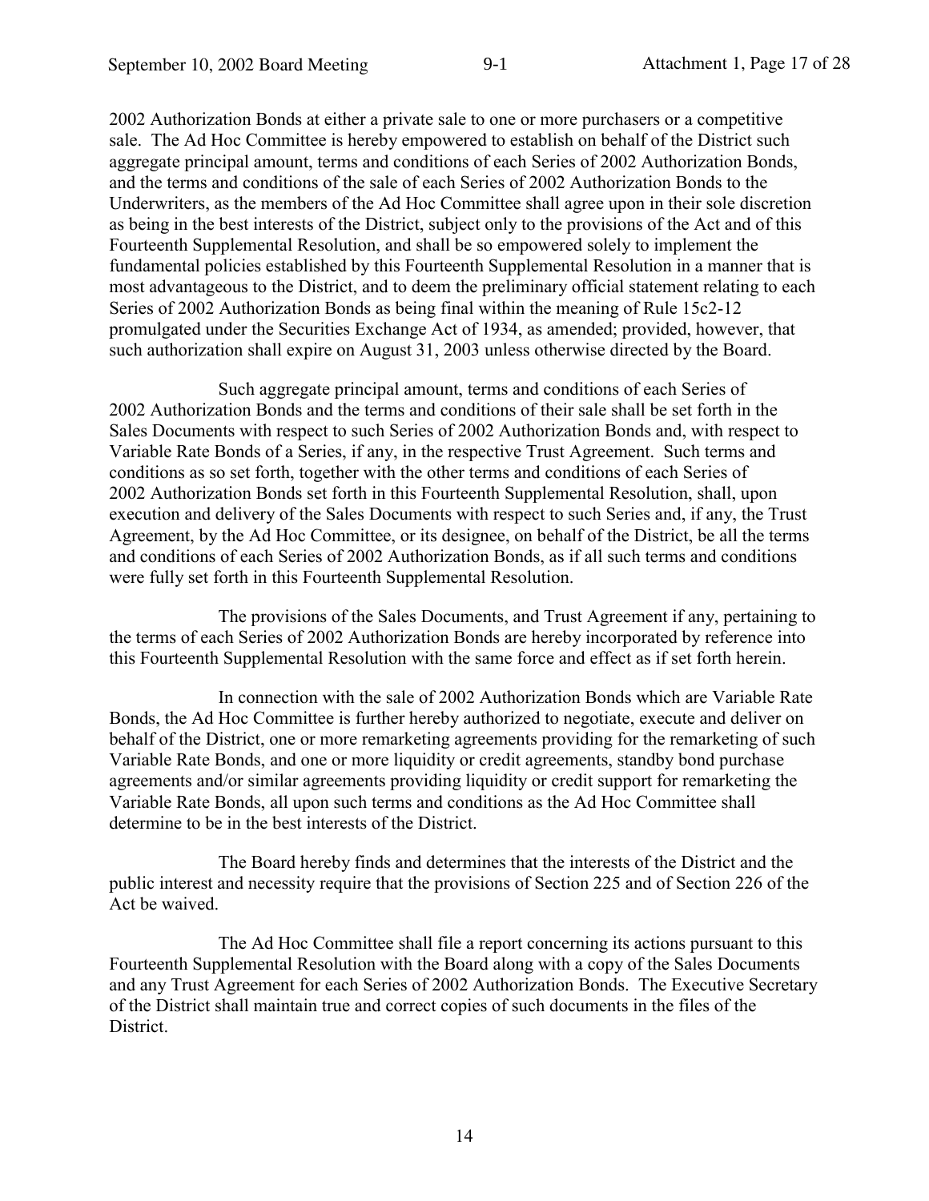2002 Authorization Bonds at either a private sale to one or more purchasers or a competitive sale. The Ad Hoc Committee is hereby empowered to establish on behalf of the District such aggregate principal amount, terms and conditions of each Series of 2002 Authorization Bonds, and the terms and conditions of the sale of each Series of 2002 Authorization Bonds to the Underwriters, as the members of the Ad Hoc Committee shall agree upon in their sole discretion as being in the best interests of the District, subject only to the provisions of the Act and of this Fourteenth Supplemental Resolution, and shall be so empowered solely to implement the fundamental policies established by this Fourteenth Supplemental Resolution in a manner that is most advantageous to the District, and to deem the preliminary official statement relating to each Series of 2002 Authorization Bonds as being final within the meaning of Rule 15c2-12 promulgated under the Securities Exchange Act of 1934, as amended; provided, however, that such authorization shall expire on August 31, 2003 unless otherwise directed by the Board.

Such aggregate principal amount, terms and conditions of each Series of 2002 Authorization Bonds and the terms and conditions of their sale shall be set forth in the Sales Documents with respect to such Series of 2002 Authorization Bonds and, with respect to Variable Rate Bonds of a Series, if any, in the respective Trust Agreement. Such terms and conditions as so set forth, together with the other terms and conditions of each Series of 2002 Authorization Bonds set forth in this Fourteenth Supplemental Resolution, shall, upon execution and delivery of the Sales Documents with respect to such Series and, if any, the Trust Agreement, by the Ad Hoc Committee, or its designee, on behalf of the District, be all the terms and conditions of each Series of 2002 Authorization Bonds, as if all such terms and conditions were fully set forth in this Fourteenth Supplemental Resolution.

The provisions of the Sales Documents, and Trust Agreement if any, pertaining to the terms of each Series of 2002 Authorization Bonds are hereby incorporated by reference into this Fourteenth Supplemental Resolution with the same force and effect as if set forth herein.

In connection with the sale of 2002 Authorization Bonds which are Variable Rate Bonds, the Ad Hoc Committee is further hereby authorized to negotiate, execute and deliver on behalf of the District, one or more remarketing agreements providing for the remarketing of such Variable Rate Bonds, and one or more liquidity or credit agreements, standby bond purchase agreements and/or similar agreements providing liquidity or credit support for remarketing the Variable Rate Bonds, all upon such terms and conditions as the Ad Hoc Committee shall determine to be in the best interests of the District.

The Board hereby finds and determines that the interests of the District and the public interest and necessity require that the provisions of Section 225 and of Section 226 of the Act be waived.

The Ad Hoc Committee shall file a report concerning its actions pursuant to this Fourteenth Supplemental Resolution with the Board along with a copy of the Sales Documents and any Trust Agreement for each Series of 2002 Authorization Bonds. The Executive Secretary of the District shall maintain true and correct copies of such documents in the files of the District.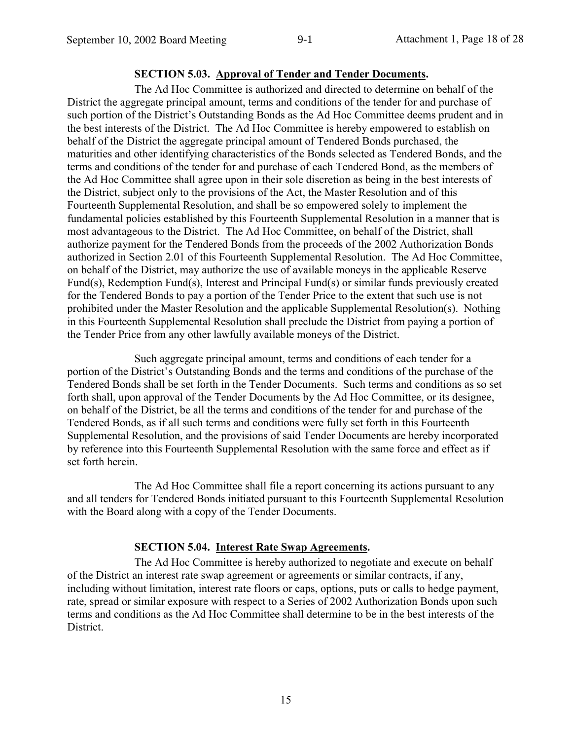**SECTION 5.03. Approval of Tender and Tender Documents.**

The Ad Hoc Committee is authorized and directed to determine on behalf of the District the aggregate principal amount, terms and conditions of the tender for and purchase of such portion of the District's Outstanding Bonds as the Ad Hoc Committee deems prudent and in the best interests of the District. The Ad Hoc Committee is hereby empowered to establish on behalf of the District the aggregate principal amount of Tendered Bonds purchased, the maturities and other identifying characteristics of the Bonds selected as Tendered Bonds, and the terms and conditions of the tender for and purchase of each Tendered Bond, as the members of the Ad Hoc Committee shall agree upon in their sole discretion as being in the best interests of the District, subject only to the provisions of the Act, the Master Resolution and of this Fourteenth Supplemental Resolution, and shall be so empowered solely to implement the fundamental policies established by this Fourteenth Supplemental Resolution in a manner that is most advantageous to the District. The Ad Hoc Committee, on behalf of the District, shall authorize payment for the Tendered Bonds from the proceeds of the 2002 Authorization Bonds authorized in Section 2.01 of this Fourteenth Supplemental Resolution. The Ad Hoc Committee, on behalf of the District, may authorize the use of available moneys in the applicable Reserve Fund(s), Redemption Fund(s), Interest and Principal Fund(s) or similar funds previously created for the Tendered Bonds to pay a portion of the Tender Price to the extent that such use is not prohibited under the Master Resolution and the applicable Supplemental Resolution(s). Nothing in this Fourteenth Supplemental Resolution shall preclude the District from paying a portion of the Tender Price from any other lawfully available moneys of the District.

Such aggregate principal amount, terms and conditions of each tender for a portion of the District's Outstanding Bonds and the terms and conditions of the purchase of the Tendered Bonds shall be set forth in the Tender Documents. Such terms and conditions as so set forth shall, upon approval of the Tender Documents by the Ad Hoc Committee, or its designee, on behalf of the District, be all the terms and conditions of the tender for and purchase of the Tendered Bonds, as if all such terms and conditions were fully set forth in this Fourteenth Supplemental Resolution, and the provisions of said Tender Documents are hereby incorporated by reference into this Fourteenth Supplemental Resolution with the same force and effect as if set forth herein.

The Ad Hoc Committee shall file a report concerning its actions pursuant to any and all tenders for Tendered Bonds initiated pursuant to this Fourteenth Supplemental Resolution with the Board along with a copy of the Tender Documents.

**SECTION 5.04. Interest Rate Swap Agreements.**

The Ad Hoc Committee is hereby authorized to negotiate and execute on behalf of the District an interest rate swap agreement or agreements or similar contracts, if any, including without limitation, interest rate floors or caps, options, puts or calls to hedge payment, rate, spread or similar exposure with respect to a Series of 2002 Authorization Bonds upon such terms and conditions as the Ad Hoc Committee shall determine to be in the best interests of the District.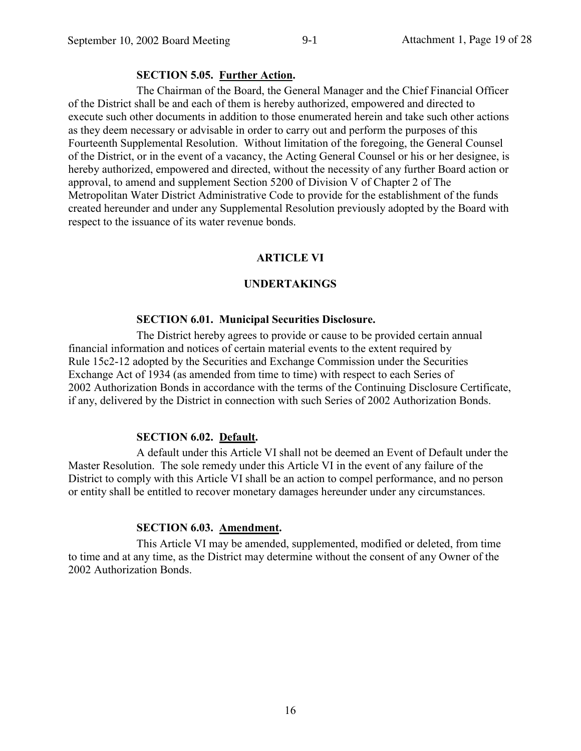**SECTION 5.05. Further Action.**

The Chairman of the Board, the General Manager and the Chief Financial Officer of the District shall be and each of them is hereby authorized, empowered and directed to execute such other documents in addition to those enumerated herein and take such other actions as they deem necessary or advisable in order to carry out and perform the purposes of this Fourteenth Supplemental Resolution. Without limitation of the foregoing, the General Counsel of the District, or in the event of a vacancy, the Acting General Counsel or his or her designee, is hereby authorized, empowered and directed, without the necessity of any further Board action or approval, to amend and supplement Section 5200 of Division V of Chapter 2 of The Metropolitan Water District Administrative Code to provide for the establishment of the funds created hereunder and under any Supplemental Resolution previously adopted by the Board with respect to the issuance of its water revenue bonds.

## ARTICLE VI

## UNDERTAKINGS

**SECTION 6.01. Municipal Securities Disclosure.**

The District hereby agrees to provide or cause to be provided certain annual financial information and notices of certain material events to the extent required by Rule 15c2-12 adopted by the Securities and Exchange Commission under the Securities Exchange Act of 1934 (as amended from time to time) with respect to each Series of 2002 Authorization Bonds in accordance with the terms of the Continuing Disclosure Certificate, if any, delivered by the District in connection with such Series of 2002 Authorization Bonds.

**SECTION 6.02. Default.**

A default under this Article VI shall not be deemed an Event of Default under the Master Resolution. The sole remedy under this Article VI in the event of any failure of the District to comply with this Article VI shall be an action to compel performance, and no person or entity shall be entitled to recover monetary damages hereunder under any circumstances.

**SECTION 6.03. Amendment.**

This Article VI may be amended, supplemented, modified or deleted, from time to time and at any time, as the District may determine without the consent of any Owner of the 2002 Authorization Bonds.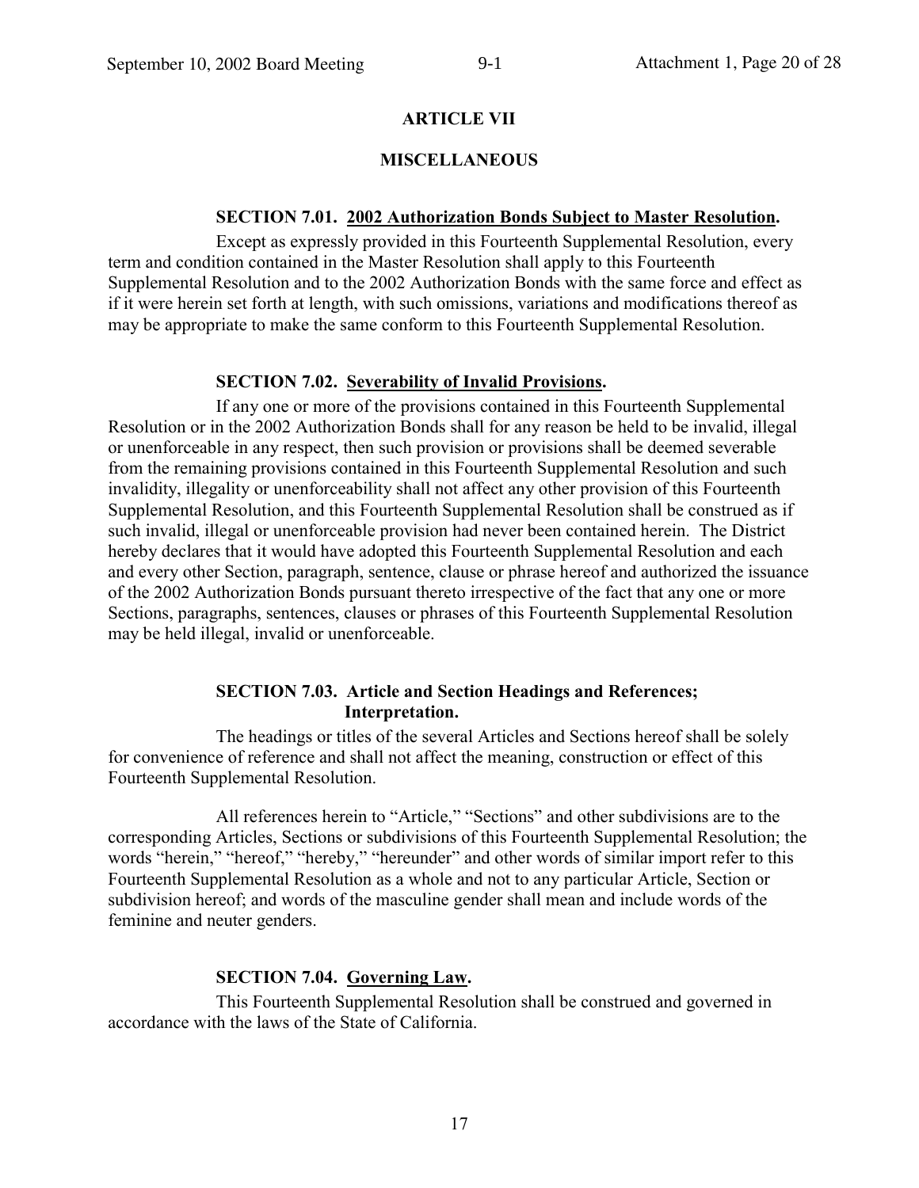## ARTICLE VII

## MISCELLANEOUS

**SECTION 7.01. <u>2002 Authorization Bonds Subject to Master Resolution</u>.**

Except as expressly provided in this Fourteenth Supplemental Resolution, every term and condition contained in the Master Resolution shall apply to this Fourteenth Supplemental Resolution and to the 2002 Authorization Bonds with the same force and effect as if it were herein set forth at length, with such omissions, variations and modifications thereof as may be appropriate to make the same conform to this Fourteenth Supplemental Resolution.

**SECTION 7.02. <u>Severability of Invalid Provisions</u>.**

If any one or more of the provisions contained in this Fourteenth Supplemental Resolution or in the 2002 Authorization Bonds shall for any reason be held to be invalid, illegal or unenforceable in any respect, then such provision or provisions shall be deemed severable from the remaining provisions contained in this Fourteenth Supplemental Resolution and such invalidity, illegality or unenforceability shall not affect any other provision of this Fourteenth Supplemental Resolution, and this Fourteenth Supplemental Resolution shall be construed as if such invalid, illegal or unenforceable provision had never been contained herein. The District hereby declares that it would have adopted this Fourteenth Supplemental Resolution and each and every other Section, paragraph, sentence, clause or phrase hereof and authorized the issuance of the 2002 Authorization Bonds pursuant thereto irrespective of the fact that any one or more Sections, paragraphs, sentences, clauses or phrases of this Fourteenth Supplemental Resolution may be held illegal, invalid or unenforceable.

**SECTION 7.03. Article and Section Headings and References; Interpretation.**

The headings or titles of the several Articles and Sections hereof shall be solely for convenience of reference and shall not affect the meaning, construction or effect of this Fourteenth Supplemental Resolution.

All references herein to "Article," "Sections" and other subdivisions are to the corresponding Articles, Sections or subdivisions of this Fourteenth Supplemental Resolution; the words "herein," "hereof," "hereby," "hereunder" and other words of similar import refer to this Fourteenth Supplemental Resolution as a whole and not to any particular Article, Section or subdivision hereof; and words of the masculine gender shall mean and include words of the feminine and neuter genders.

**SECTION 7.04. <u>Governing Law</u>.**

This Fourteenth Supplemental Resolution shall be construed and governed in accordance with the laws of the State of California.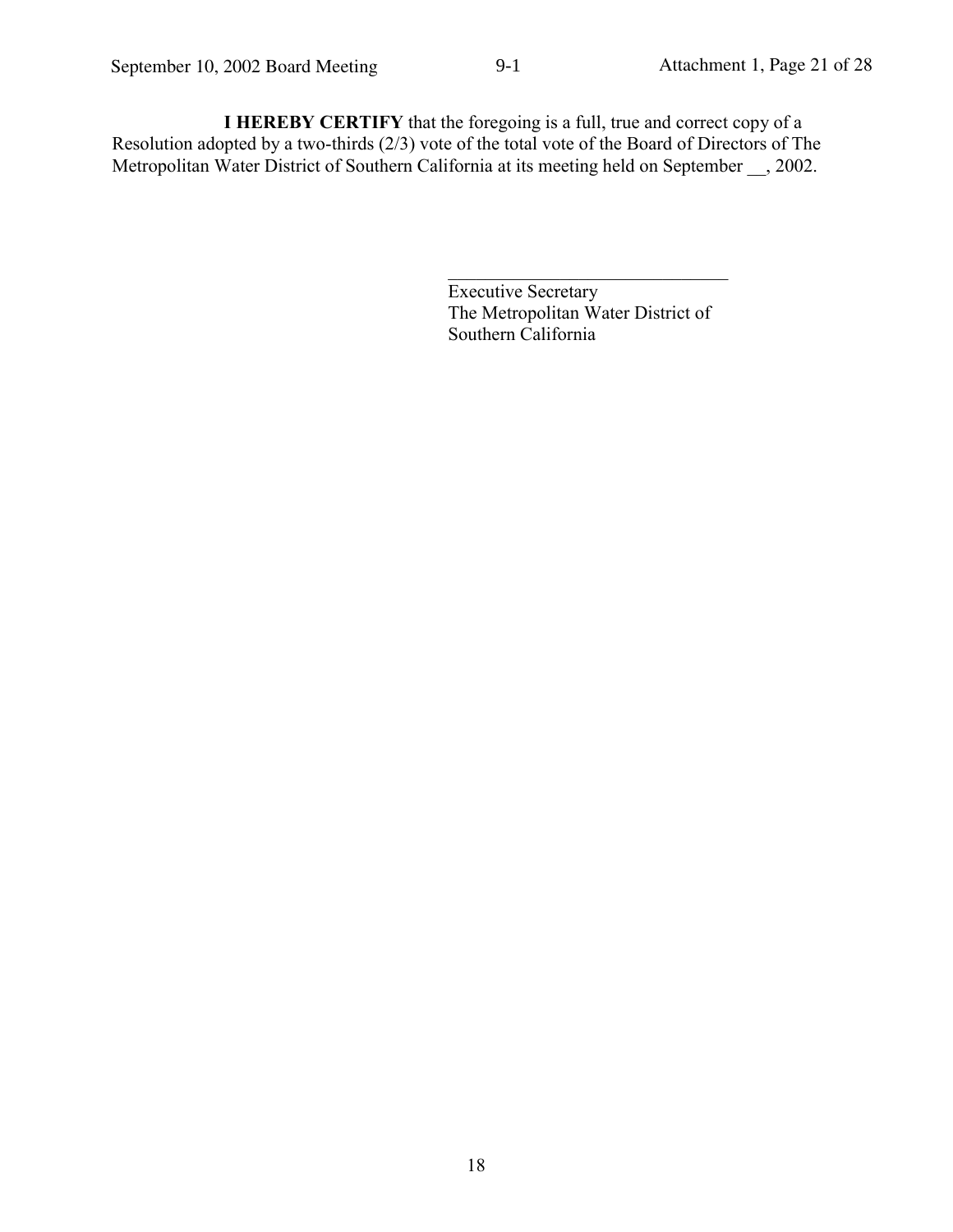**I HEREBY CERTIFY** that the foregoing is a full, true and correct copy of a Resolution adopted by a two-thirds (2/3) vote of the total vote of the Board of Directors of The Metropolitan Water District of Southern California at its meeting held on September __, 2002.

_______________________________
Executive Secretary
The Metropolitan Water District of
Southern California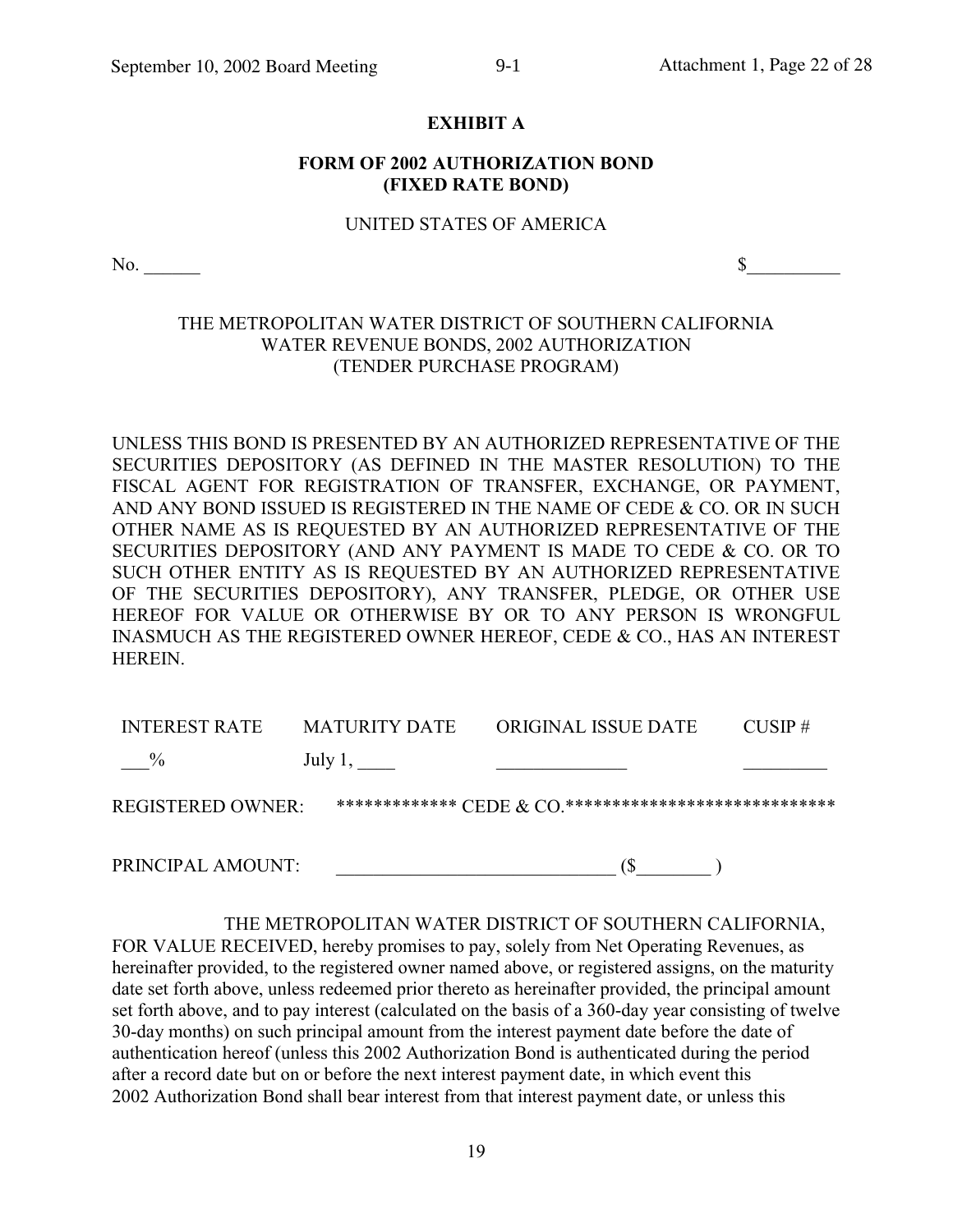**EXHIBIT A**

**FORM OF 2002 AUTHORIZATION BOND**
**(FIXED RATE BOND)**

UNITED STATES OF AMERICA

No. ______ $__________

THE METROPOLITAN WATER DISTRICT OF SOUTHERN CALIFORNIA
WATER REVENUE BONDS, 2002 AUTHORIZATION
(TENDER PURCHASE PROGRAM)

UNLESS THIS BOND IS PRESENTED BY AN AUTHORIZED REPRESENTATIVE OF THE SECURITIES DEPOSITORY (AS DEFINED IN THE MASTER RESOLUTION) TO THE FISCAL AGENT FOR REGISTRATION OF TRANSFER, EXCHANGE, OR PAYMENT, AND ANY BOND ISSUED IS REGISTERED IN THE NAME OF CEDE & CO. OR IN SUCH OTHER NAME AS IS REQUESTED BY AN AUTHORIZED REPRESENTATIVE OF THE SECURITIES DEPOSITORY (AND ANY PAYMENT IS MADE TO CEDE & CO. OR TO SUCH OTHER ENTITY AS IS REQUESTED BY AN AUTHORIZED REPRESENTATIVE OF THE SECURITIES DEPOSITORY), ANY TRANSFER, PLEDGE, OR OTHER USE HEREOF FOR VALUE OR OTHERWISE BY OR TO ANY PERSON IS WRONGFUL INASMUCH AS THE REGISTERED OWNER HEREOF, CEDE & CO., HAS AN INTEREST HEREIN.

| INTEREST RATE | MATURITY DATE | ORIGINAL ISSUE DATE | CUSIP # |
|---|---|---|---|
| ___% | July 1, ____ | ______________ | _________ |

REGISTERED OWNER: ************* CEDE & CO.*****************************

PRINCIPAL AMOUNT: ______________________________ ($________ )

THE METROPOLITAN WATER DISTRICT OF SOUTHERN CALIFORNIA, FOR VALUE RECEIVED, hereby promises to pay, solely from Net Operating Revenues, as hereinafter provided, to the registered owner named above, or registered assigns, on the maturity date set forth above, unless redeemed prior thereto as hereinafter provided, the principal amount set forth above, and to pay interest (calculated on the basis of a 360-day year consisting of twelve 30-day months) on such principal amount from the interest payment date before the date of authentication hereof (unless this 2002 Authorization Bond is authenticated during the period after a record date but on or before the next interest payment date, in which event this 2002 Authorization Bond shall bear interest from that interest payment date, or unless this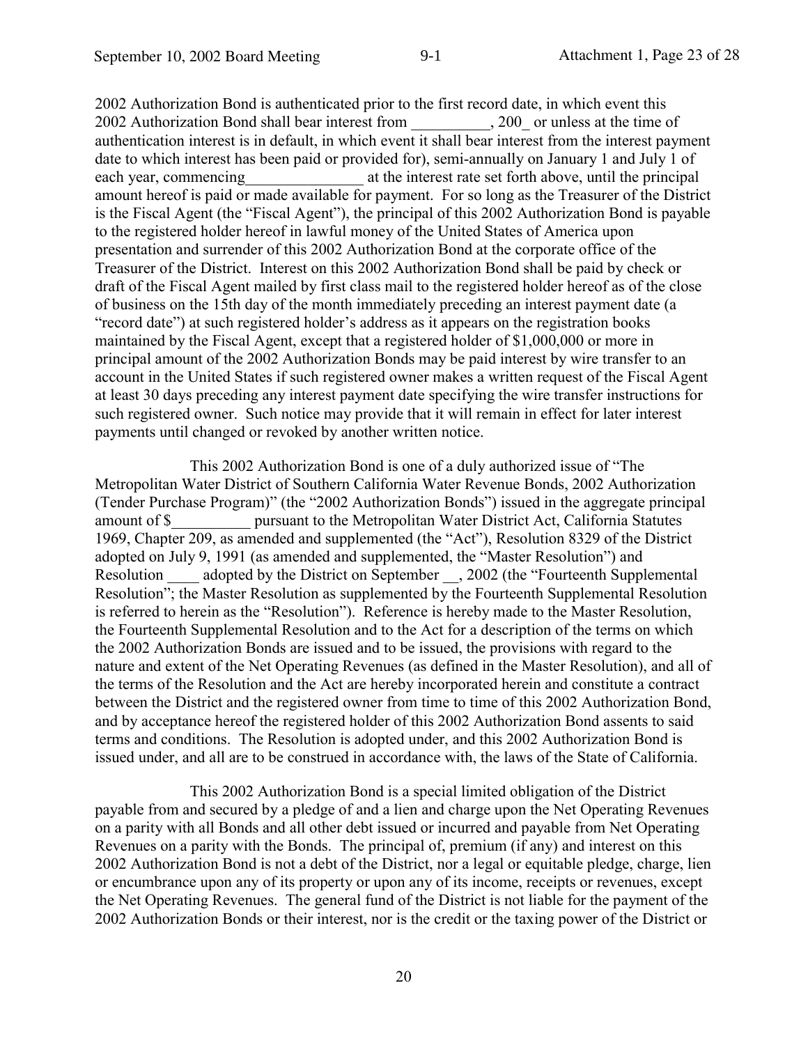2002 Authorization Bond is authenticated prior to the first record date, in which event this 2002 Authorization Bond shall bear interest from __________, 200_ or unless at the time of authentication interest is in default, in which event it shall bear interest from the interest payment date to which interest has been paid or provided for), semi-annually on January 1 and July 1 of each year, commencing_______________ at the interest rate set forth above, until the principal amount hereof is paid or made available for payment. For so long as the Treasurer of the District is the Fiscal Agent (the "Fiscal Agent"), the principal of this 2002 Authorization Bond is payable to the registered holder hereof in lawful money of the United States of America upon presentation and surrender of this 2002 Authorization Bond at the corporate office of the Treasurer of the District. Interest on this 2002 Authorization Bond shall be paid by check or draft of the Fiscal Agent mailed by first class mail to the registered holder hereof as of the close of business on the 15th day of the month immediately preceding an interest payment date (a "record date") at such registered holder's address as it appears on the registration books maintained by the Fiscal Agent, except that a registered holder of $1,000,000 or more in principal amount of the 2002 Authorization Bonds may be paid interest by wire transfer to an account in the United States if such registered owner makes a written request of the Fiscal Agent at least 30 days preceding any interest payment date specifying the wire transfer instructions for such registered owner. Such notice may provide that it will remain in effect for later interest payments until changed or revoked by another written notice.

This 2002 Authorization Bond is one of a duly authorized issue of "The Metropolitan Water District of Southern California Water Revenue Bonds, 2002 Authorization (Tender Purchase Program)" (the "2002 Authorization Bonds") issued in the aggregate principal amount of $__________ pursuant to the Metropolitan Water District Act, California Statutes 1969, Chapter 209, as amended and supplemented (the "Act"), Resolution 8329 of the District adopted on July 9, 1991 (as amended and supplemented, the "Master Resolution") and Resolution ____ adopted by the District on September __, 2002 (the "Fourteenth Supplemental Resolution"; the Master Resolution as supplemented by the Fourteenth Supplemental Resolution is referred to herein as the "Resolution"). Reference is hereby made to the Master Resolution, the Fourteenth Supplemental Resolution and to the Act for a description of the terms on which the 2002 Authorization Bonds are issued and to be issued, the provisions with regard to the nature and extent of the Net Operating Revenues (as defined in the Master Resolution), and all of the terms of the Resolution and the Act are hereby incorporated herein and constitute a contract between the District and the registered owner from time to time of this 2002 Authorization Bond, and by acceptance hereof the registered holder of this 2002 Authorization Bond assents to said terms and conditions. The Resolution is adopted under, and this 2002 Authorization Bond is issued under, and all are to be construed in accordance with, the laws of the State of California.

This 2002 Authorization Bond is a special limited obligation of the District payable from and secured by a pledge of and a lien and charge upon the Net Operating Revenues on a parity with all Bonds and all other debt issued or incurred and payable from Net Operating Revenues on a parity with the Bonds. The principal of, premium (if any) and interest on this 2002 Authorization Bond is not a debt of the District, nor a legal or equitable pledge, charge, lien or encumbrance upon any of its property or upon any of its income, receipts or revenues, except the Net Operating Revenues. The general fund of the District is not liable for the payment of the 2002 Authorization Bonds or their interest, nor is the credit or the taxing power of the District or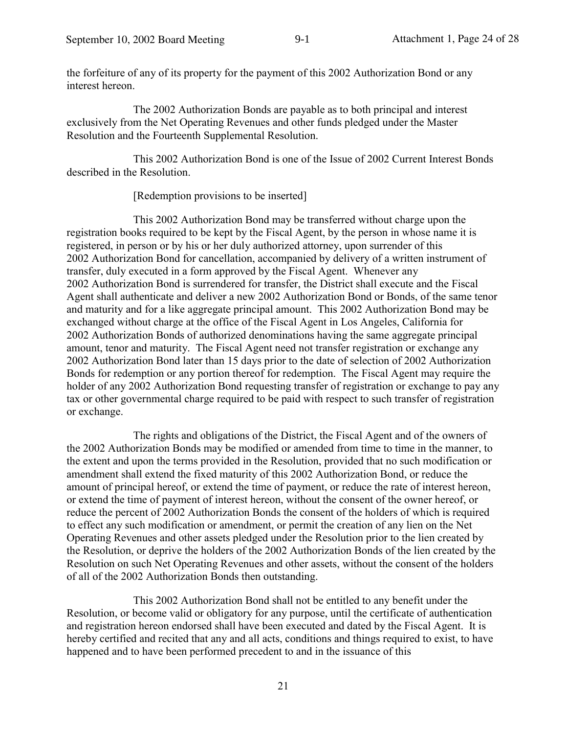the forfeiture of any of its property for the payment of this 2002 Authorization Bond or any interest hereon.

The 2002 Authorization Bonds are payable as to both principal and interest exclusively from the Net Operating Revenues and other funds pledged under the Master Resolution and the Fourteenth Supplemental Resolution.

This 2002 Authorization Bond is one of the Issue of 2002 Current Interest Bonds described in the Resolution.

[Redemption provisions to be inserted]

This 2002 Authorization Bond may be transferred without charge upon the registration books required to be kept by the Fiscal Agent, by the person in whose name it is registered, in person or by his or her duly authorized attorney, upon surrender of this 2002 Authorization Bond for cancellation, accompanied by delivery of a written instrument of transfer, duly executed in a form approved by the Fiscal Agent. Whenever any 2002 Authorization Bond is surrendered for transfer, the District shall execute and the Fiscal Agent shall authenticate and deliver a new 2002 Authorization Bond or Bonds, of the same tenor and maturity and for a like aggregate principal amount. This 2002 Authorization Bond may be exchanged without charge at the office of the Fiscal Agent in Los Angeles, California for 2002 Authorization Bonds of authorized denominations having the same aggregate principal amount, tenor and maturity. The Fiscal Agent need not transfer registration or exchange any 2002 Authorization Bond later than 15 days prior to the date of selection of 2002 Authorization Bonds for redemption or any portion thereof for redemption. The Fiscal Agent may require the holder of any 2002 Authorization Bond requesting transfer of registration or exchange to pay any tax or other governmental charge required to be paid with respect to such transfer of registration or exchange.

The rights and obligations of the District, the Fiscal Agent and of the owners of the 2002 Authorization Bonds may be modified or amended from time to time in the manner, to the extent and upon the terms provided in the Resolution, provided that no such modification or amendment shall extend the fixed maturity of this 2002 Authorization Bond, or reduce the amount of principal hereof, or extend the time of payment, or reduce the rate of interest hereon, or extend the time of payment of interest hereon, without the consent of the owner hereof, or reduce the percent of 2002 Authorization Bonds the consent of the holders of which is required to effect any such modification or amendment, or permit the creation of any lien on the Net Operating Revenues and other assets pledged under the Resolution prior to the lien created by the Resolution, or deprive the holders of the 2002 Authorization Bonds of the lien created by the Resolution on such Net Operating Revenues and other assets, without the consent of the holders of all of the 2002 Authorization Bonds then outstanding.

This 2002 Authorization Bond shall not be entitled to any benefit under the Resolution, or become valid or obligatory for any purpose, until the certificate of authentication and registration hereon endorsed shall have been executed and dated by the Fiscal Agent. It is hereby certified and recited that any and all acts, conditions and things required to exist, to have happened and to have been performed precedent to and in the issuance of this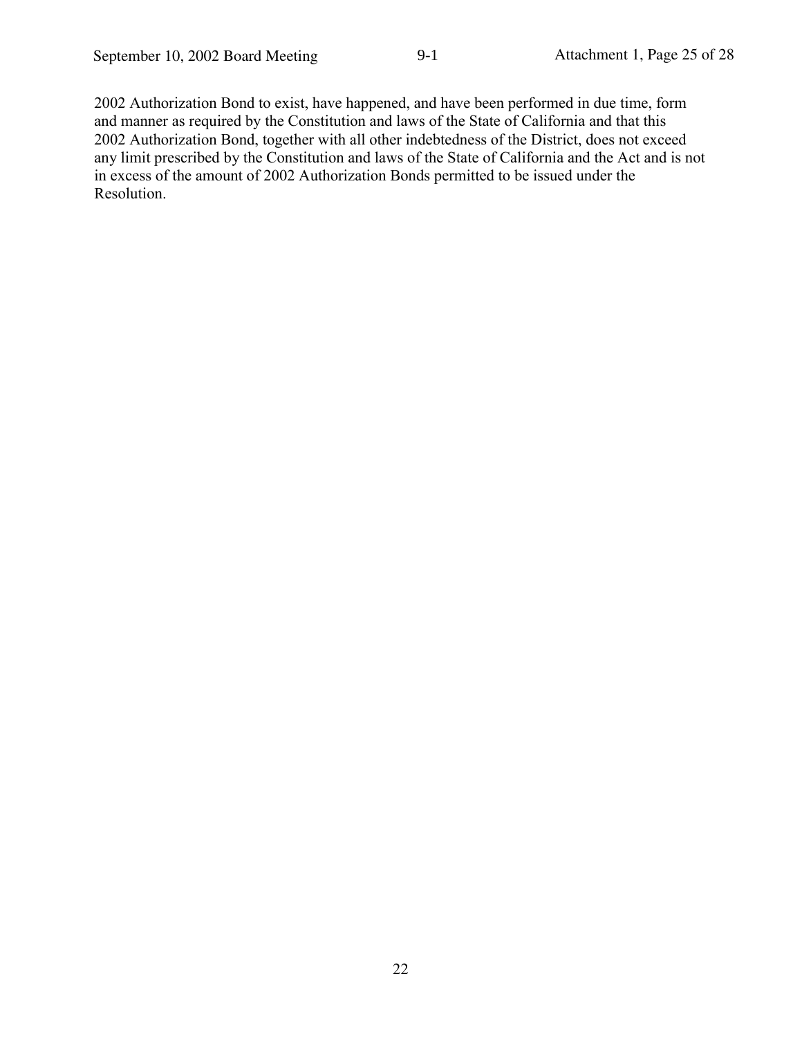2002 Authorization Bond to exist, have happened, and have been performed in due time, form and manner as required by the Constitution and laws of the State of California and that this 2002 Authorization Bond, together with all other indebtedness of the District, does not exceed any limit prescribed by the Constitution and laws of the State of California and the Act and is not in excess of the amount of 2002 Authorization Bonds permitted to be issued under the Resolution.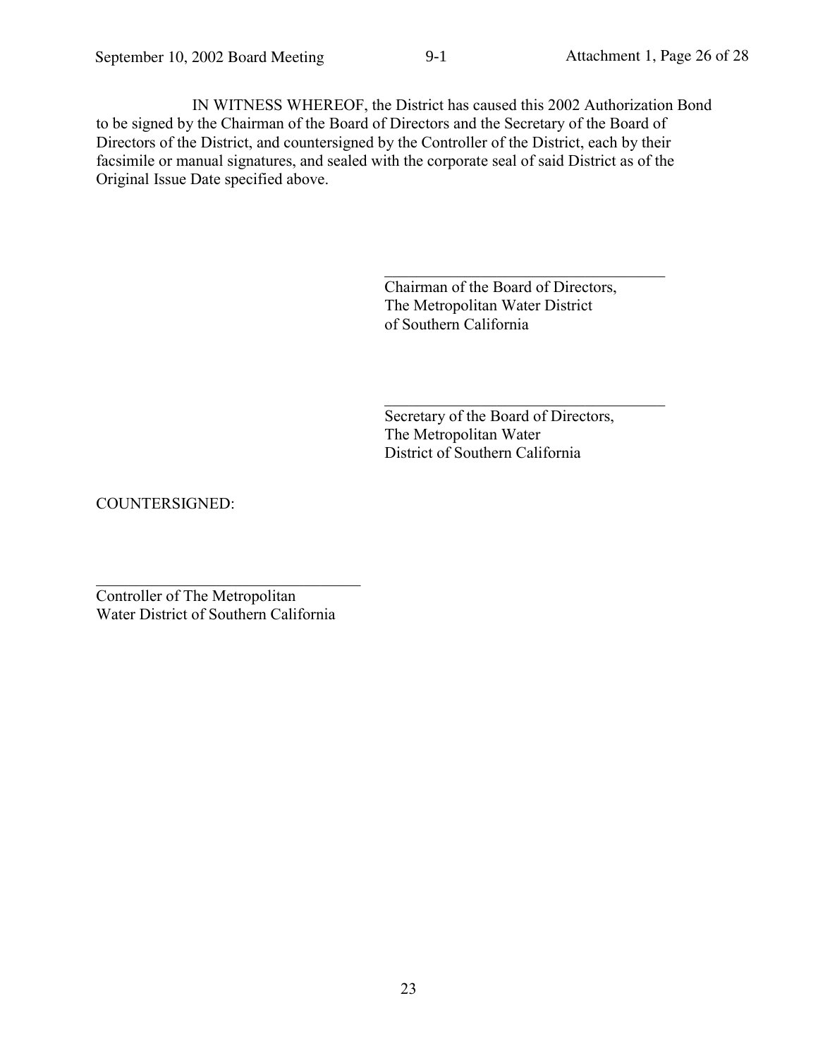IN WITNESS WHEREOF, the District has caused this 2002 Authorization Bond to be signed by the Chairman of the Board of Directors and the Secretary of the Board of Directors of the District, and countersigned by the Controller of the District, each by their facsimile or manual signatures, and sealed with the corporate seal of said District as of the Original Issue Date specified above.

\_\_\_\_\_\_\_\_\_\_\_\_\_\_\_\_\_\_\_\_\_\_\_\_\_\_\_\_\_\_\_\_\_\_\_\_
Chairman of the Board of Directors,
The Metropolitan Water District
of Southern California

\_\_\_\_\_\_\_\_\_\_\_\_\_\_\_\_\_\_\_\_\_\_\_\_\_\_\_\_\_\_\_\_\_\_\_\_
Secretary of the Board of Directors,
The Metropolitan Water
District of Southern California

COUNTERSIGNED:

\_\_\_\_\_\_\_\_\_\_\_\_\_\_\_\_\_\_\_\_\_\_\_\_\_\_\_\_\_\_\_\_\_\_\_\_
Controller of The Metropolitan
Water District of Southern California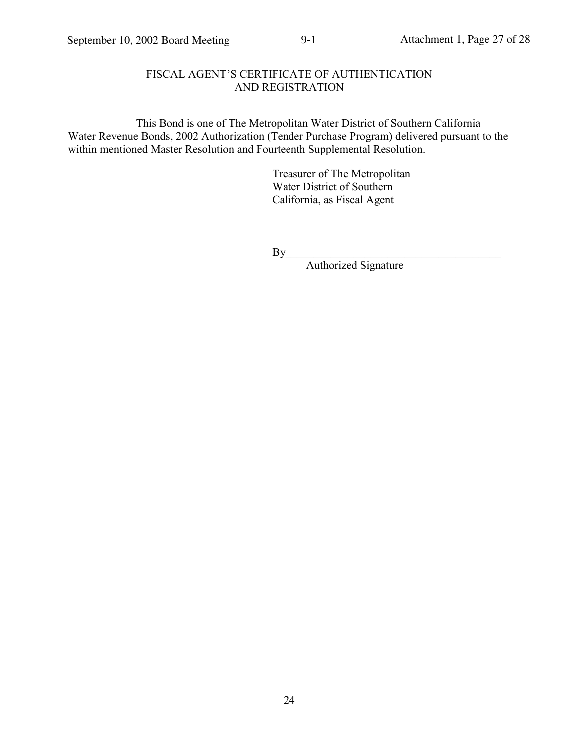## FISCAL AGENT'S CERTIFICATE OF AUTHENTICATION AND REGISTRATION

This Bond is one of The Metropolitan Water District of Southern California Water Revenue Bonds, 2002 Authorization (Tender Purchase Program) delivered pursuant to the within mentioned Master Resolution and Fourteenth Supplemental Resolution.

Treasurer of The Metropolitan Water District of Southern California, as Fiscal Agent

By______________________________________
Authorized Signature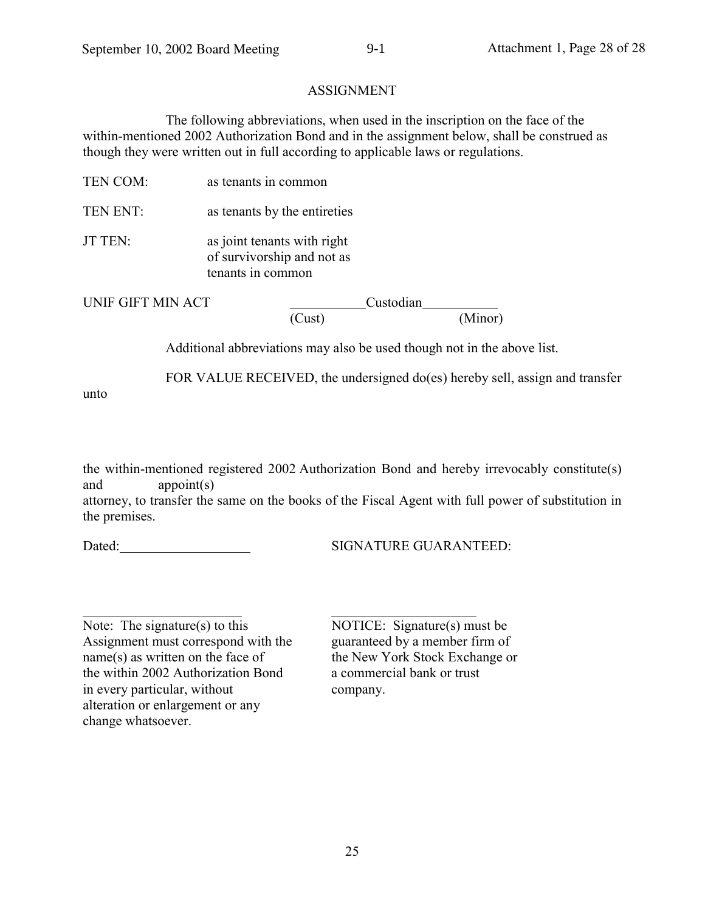## ASSIGNMENT

The following abbreviations, when used in the inscription on the face of the within-mentioned 2002 Authorization Bond and in the assignment below, shall be construed as though they were written out in full according to applicable laws or regulations.

TEN COM: as tenants in common

TEN ENT: as tenants by the entireties

JT TEN: as joint tenants with right of survivorship and not as tenants in common

UNIF GIFT MIN ACT ___________Custodian___________
(Cust) (Minor)

Additional abbreviations may also be used though not in the above list.

FOR VALUE RECEIVED, the undersigned do(es) hereby sell, assign and transfer unto

the within-mentioned registered 2002 Authorization Bond and hereby irrevocably constitute(s) and appoint(s)
attorney, to transfer the same on the books of the Fiscal Agent with full power of substitution in the premises.

Dated:___________________ SIGNATURE GUARANTEED:

_______________________

Note: The signature(s) to this Assignment must correspond with the name(s) as written on the face of the within 2002 Authorization Bond in every particular, without alteration or enlargement or any change whatsoever.

_______________________

NOTICE: Signature(s) must be guaranteed by a member firm of the New York Stock Exchange or a commercial bank or trust company.